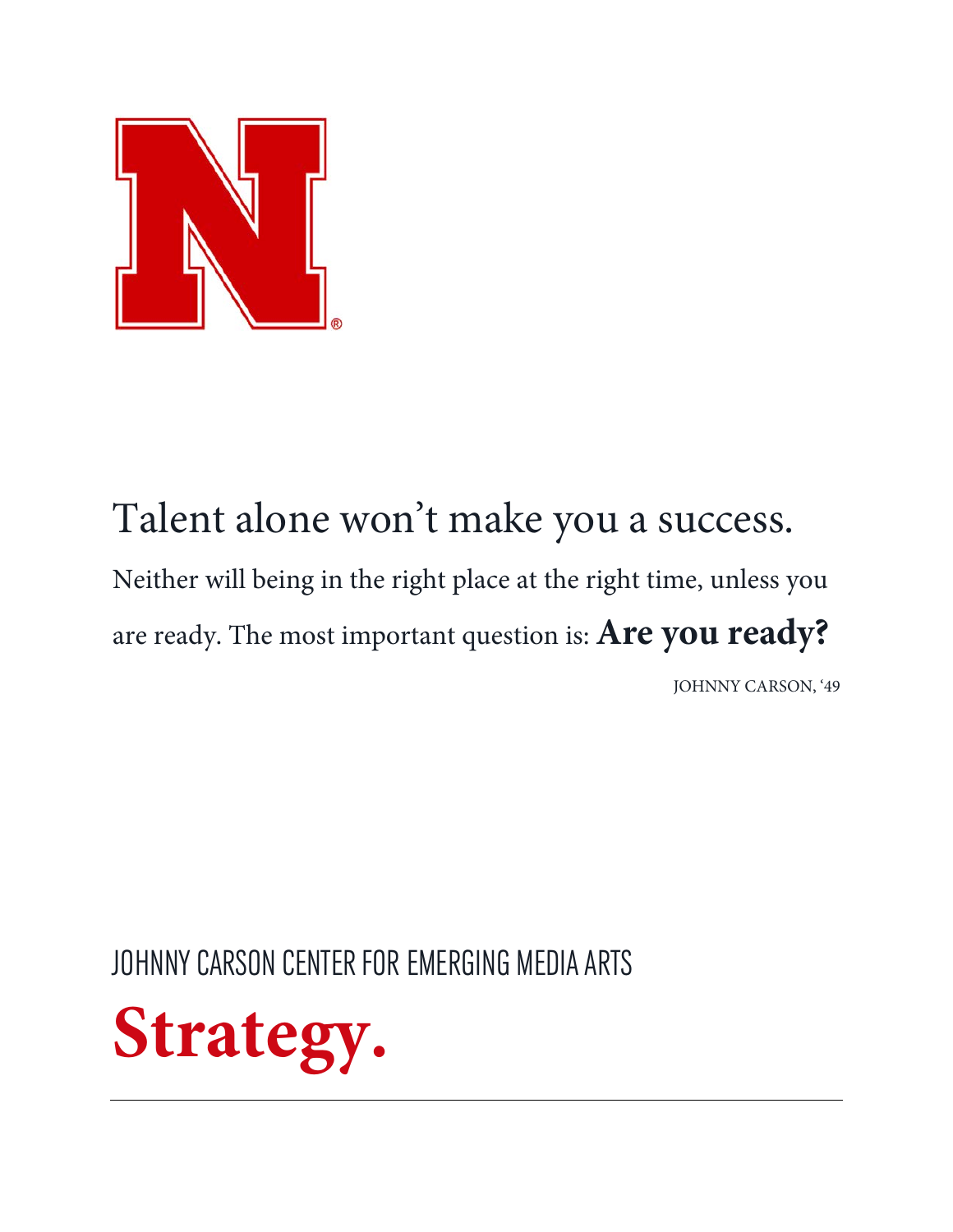Talent alone won't make you a success.

Neither will being in the right place at the right time, unless you are ready. The most important question is: **Are you ready?**

JOHNNY CARSON, '49

JOHNNY CARSON CENTER FOR EMERGING MEDIA ARTS

# Strategy.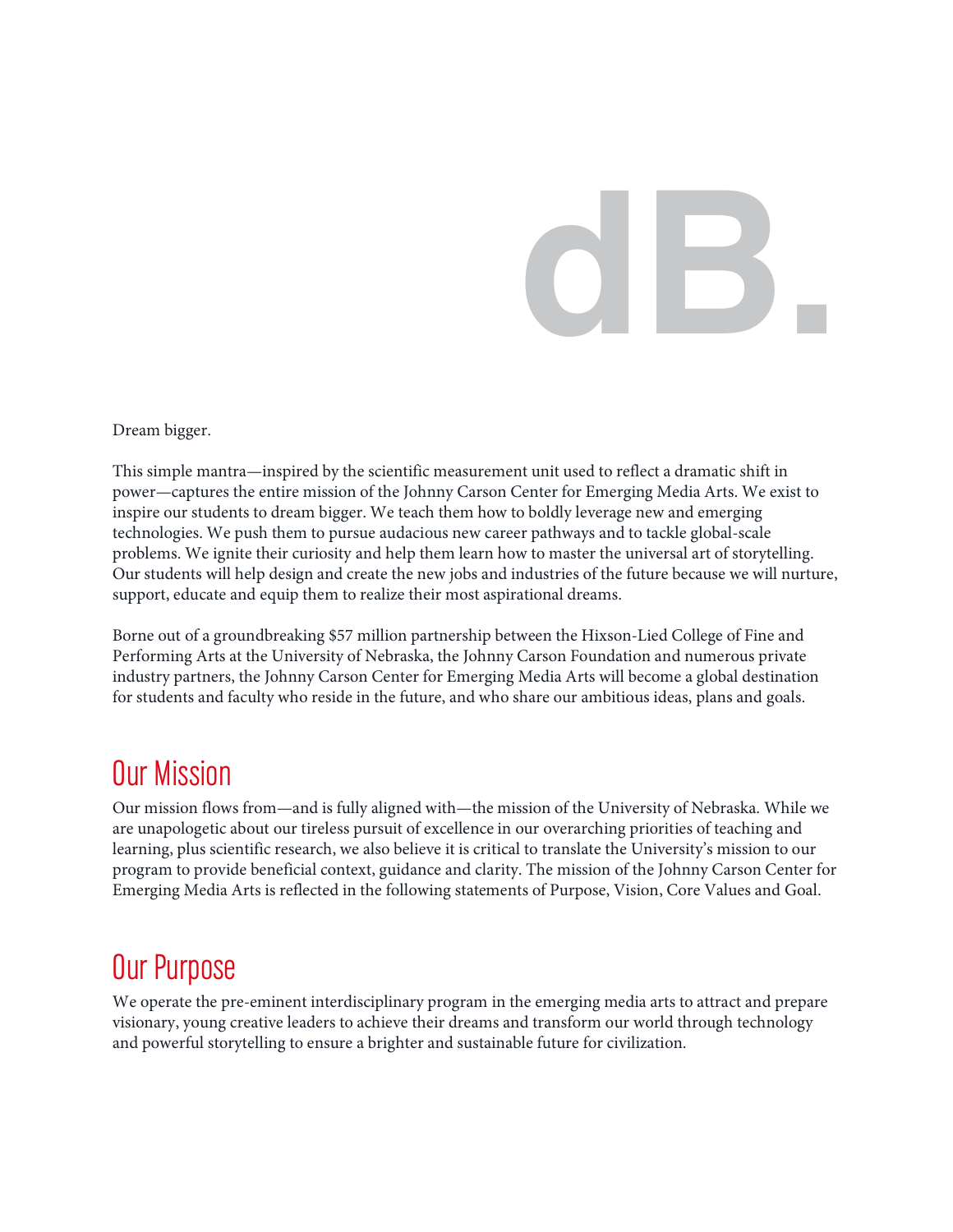# dB.

Dream bigger.

This simple mantra—inspired by the scientific measurement unit used to reflect a dramatic shift in power—captures the entire mission of the Johnny Carson Center for Emerging Media Arts. We exist to inspire our students to dream bigger. We teach them how to boldly leverage new and emerging technologies. We push them to pursue audacious new career pathways and to tackle global-scale problems. We ignite their curiosity and help them learn how to master the universal art of storytelling. Our students will help design and create the new jobs and industries of the future because we will nurture, support, educate and equip them to realize their most aspirational dreams.

Borne out of a groundbreaking $57 million partnership between the Hixson-Lied College of Fine and Performing Arts at the University of Nebraska, the Johnny Carson Foundation and numerous private industry partners, the Johnny Carson Center for Emerging Media Arts will become a global destination for students and faculty who reside in the future, and who share our ambitious ideas, plans and goals.

## Our Mission

Our mission flows from—and is fully aligned with—the mission of the University of Nebraska. While we are unapologetic about our tireless pursuit of excellence in our overarching priorities of teaching and learning, plus scientific research, we also believe it is critical to translate the University's mission to our program to provide beneficial context, guidance and clarity. The mission of the Johnny Carson Center for Emerging Media Arts is reflected in the following statements of Purpose, Vision, Core Values and Goal.

## Our Purpose

We operate the pre-eminent interdisciplinary program in the emerging media arts to attract and prepare visionary, young creative leaders to achieve their dreams and transform our world through technology and powerful storytelling to ensure a brighter and sustainable future for civilization.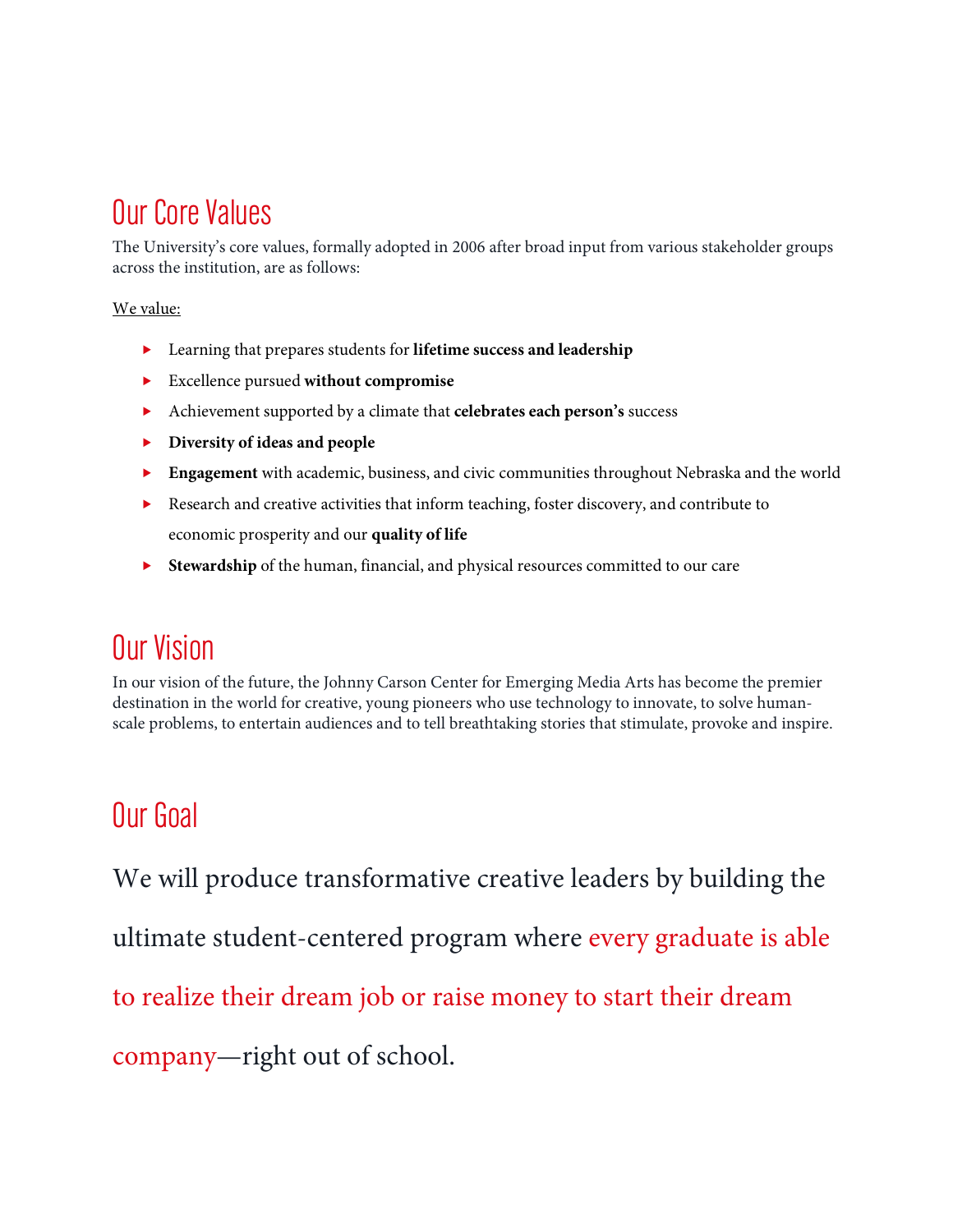## Our Core Values

The University's core values, formally adopted in 2006 after broad input from various stakeholder groups across the institution, are as follows:

We value:

- Learning that prepares students for **lifetime success and leadership**
- Excellence pursued **without compromise**
- Achievement supported by a climate that **celebrates each person's** success
- **Diversity of ideas and people**
- **Engagement** with academic, business, and civic communities throughout Nebraska and the world
- Research and creative activities that inform teaching, foster discovery, and contribute to economic prosperity and our **quality of life**
- **Stewardship** of the human, financial, and physical resources committed to our care

## Our Vision

In our vision of the future, the Johnny Carson Center for Emerging Media Arts has become the premier destination in the world for creative, young pioneers who use technology to innovate, to solve human-scale problems, to entertain audiences and to tell breathtaking stories that stimulate, provoke and inspire.

## Our Goal

We will produce transformative creative leaders by building the ultimate student-centered program where every graduate is able to realize their dream job or raise money to start their dream company—right out of school.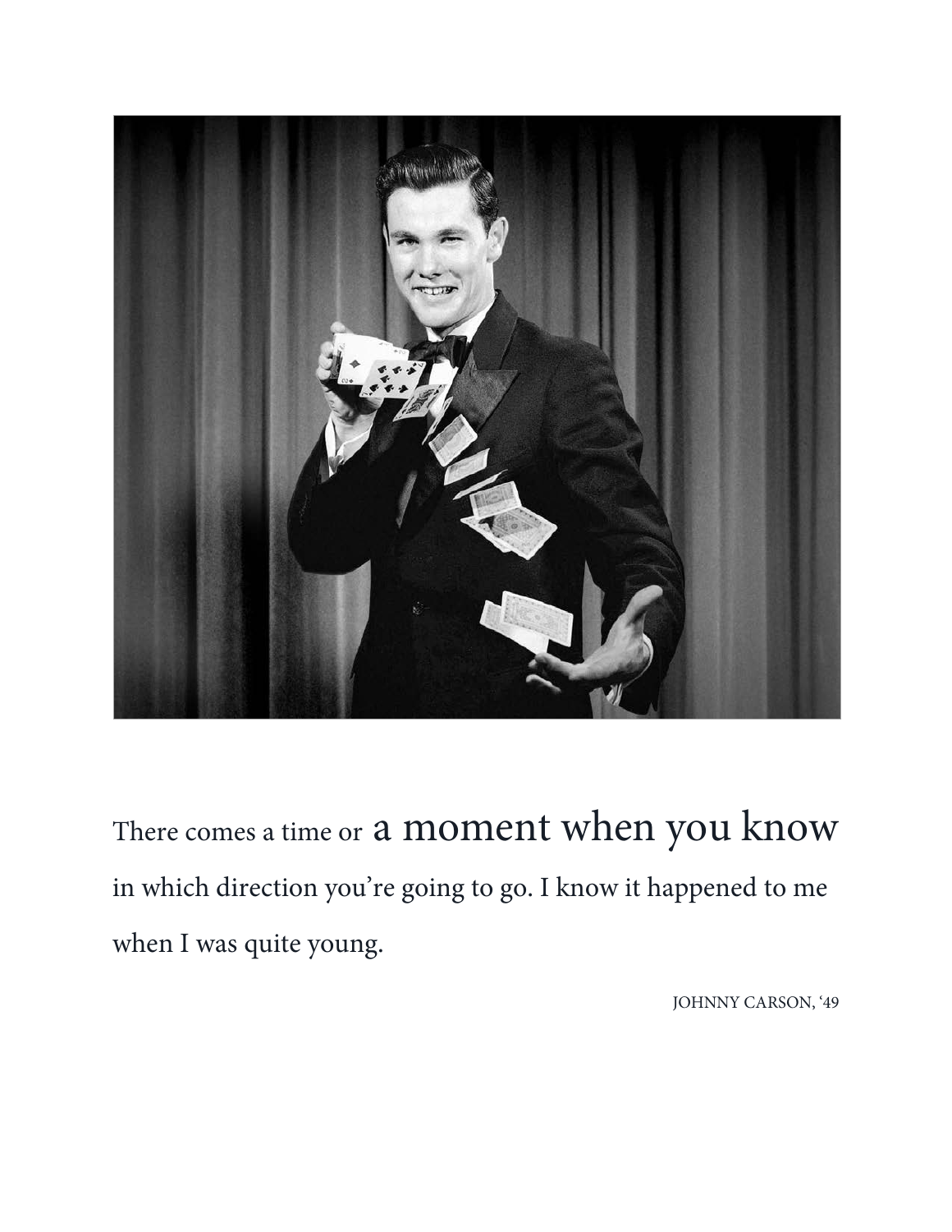There comes a time or a moment when you know in which direction you're going to go. I know it happened to me when I was quite young.

JOHNNY CARSON, '49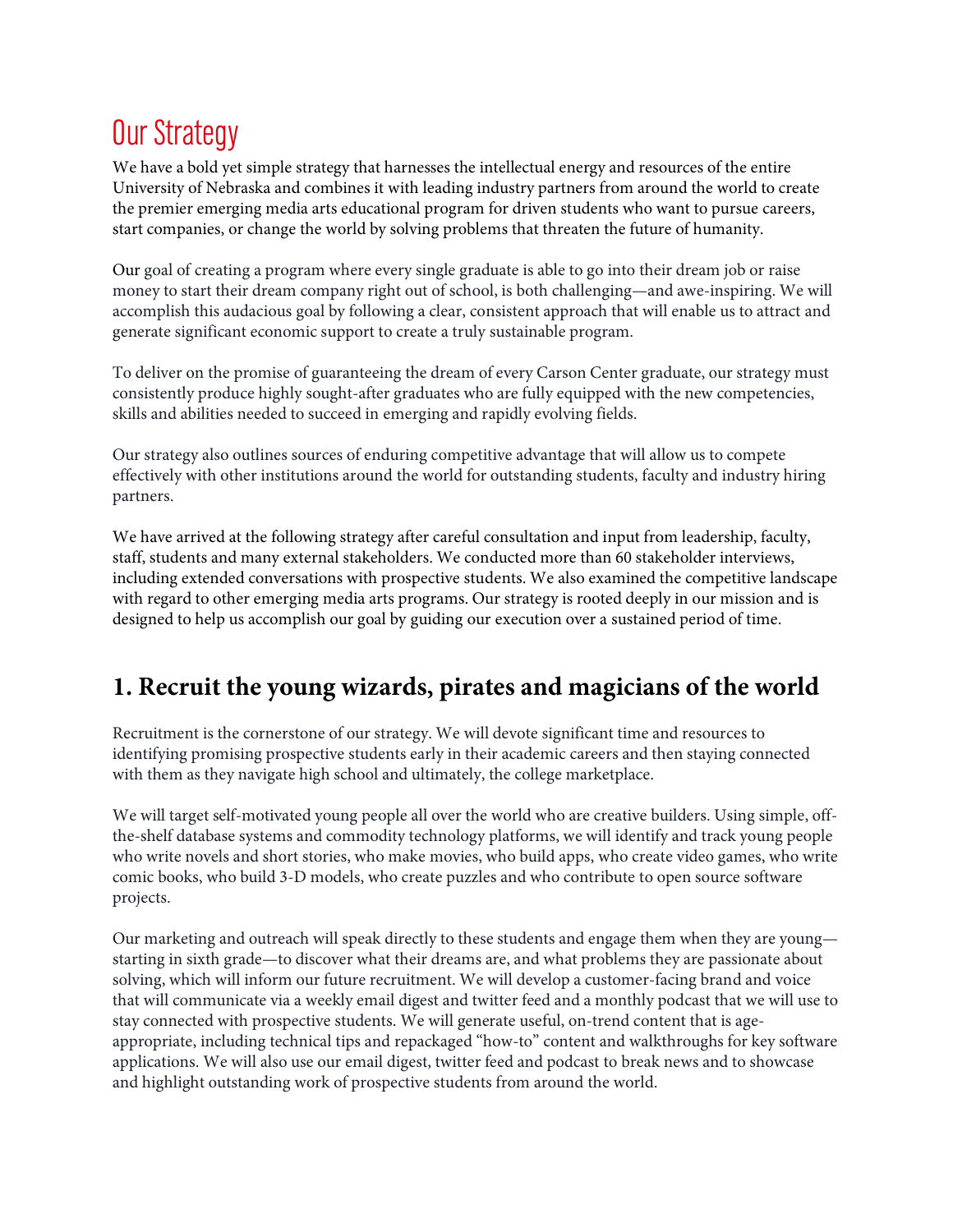# Our Strategy

We have a bold yet simple strategy that harnesses the intellectual energy and resources of the entire University of Nebraska and combines it with leading industry partners from around the world to create the premier emerging media arts educational program for driven students who want to pursue careers, start companies, or change the world by solving problems that threaten the future of humanity.

Our goal of creating a program where every single graduate is able to go into their dream job or raise money to start their dream company right out of school, is both challenging—and awe-inspiring. We will accomplish this audacious goal by following a clear, consistent approach that will enable us to attract and generate significant economic support to create a truly sustainable program.

To deliver on the promise of guaranteeing the dream of every Carson Center graduate, our strategy must consistently produce highly sought-after graduates who are fully equipped with the new competencies, skills and abilities needed to succeed in emerging and rapidly evolving fields.

Our strategy also outlines sources of enduring competitive advantage that will allow us to compete effectively with other institutions around the world for outstanding students, faculty and industry hiring partners.

We have arrived at the following strategy after careful consultation and input from leadership, faculty, staff, students and many external stakeholders. We conducted more than 60 stakeholder interviews, including extended conversations with prospective students. We also examined the competitive landscape with regard to other emerging media arts programs. Our strategy is rooted deeply in our mission and is designed to help us accomplish our goal by guiding our execution over a sustained period of time.

## 1. Recruit the young wizards, pirates and magicians of the world

Recruitment is the cornerstone of our strategy. We will devote significant time and resources to identifying promising prospective students early in their academic careers and then staying connected with them as they navigate high school and ultimately, the college marketplace.

We will target self-motivated young people all over the world who are creative builders. Using simple, off-the-shelf database systems and commodity technology platforms, we will identify and track young people who write novels and short stories, who make movies, who build apps, who create video games, who write comic books, who build 3-D models, who create puzzles and who contribute to open source software projects.

Our marketing and outreach will speak directly to these students and engage them when they are young—starting in sixth grade—to discover what their dreams are, and what problems they are passionate about solving, which will inform our future recruitment. We will develop a customer-facing brand and voice that will communicate via a weekly email digest and twitter feed and a monthly podcast that we will use to stay connected with prospective students. We will generate useful, on-trend content that is age-appropriate, including technical tips and repackaged "how-to" content and walkthroughs for key software applications. We will also use our email digest, twitter feed and podcast to break news and to showcase and highlight outstanding work of prospective students from around the world.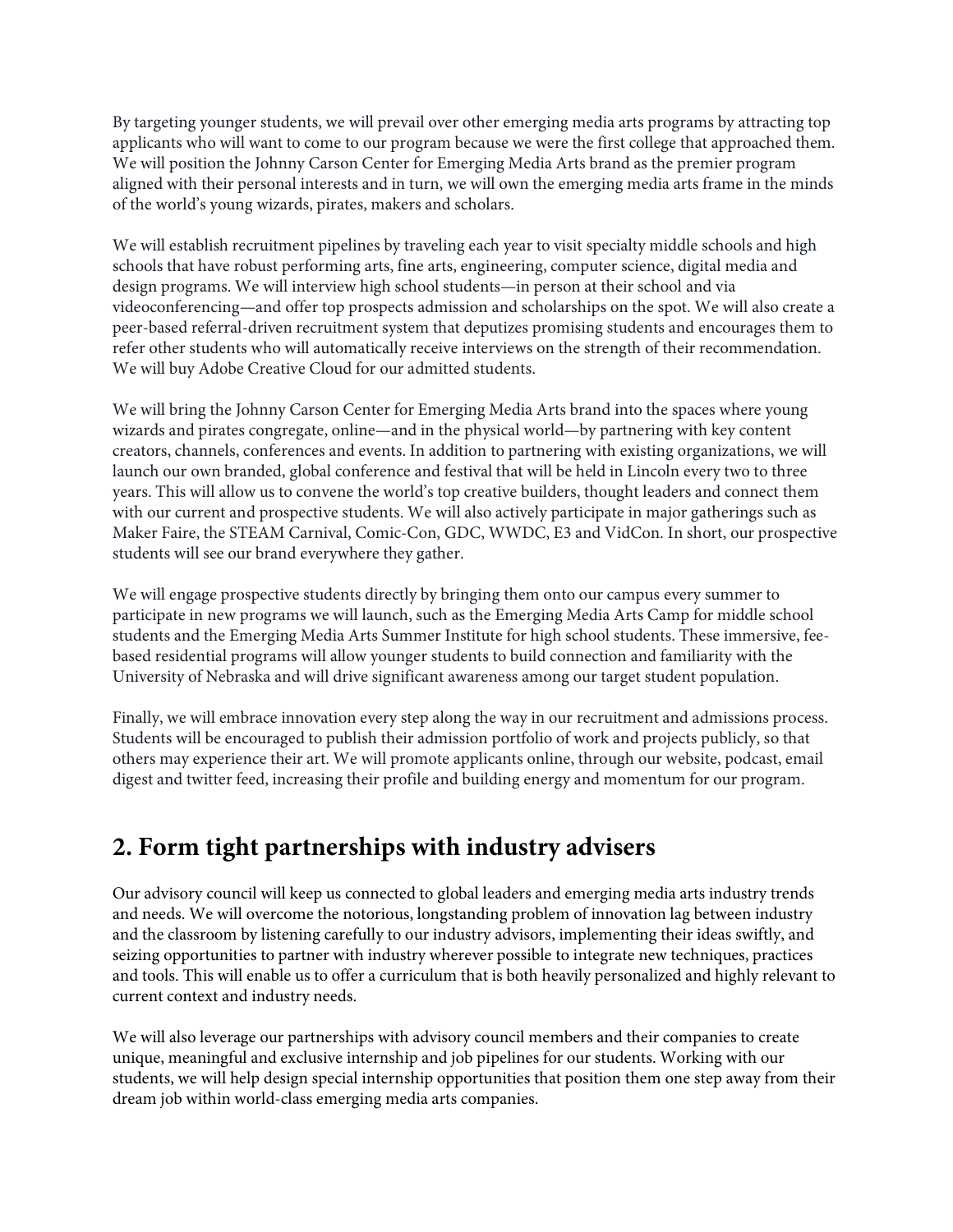By targeting younger students, we will prevail over other emerging media arts programs by attracting top applicants who will want to come to our program because we were the first college that approached them. We will position the Johnny Carson Center for Emerging Media Arts brand as the premier program aligned with their personal interests and in turn, we will own the emerging media arts frame in the minds of the world's young wizards, pirates, makers and scholars.

We will establish recruitment pipelines by traveling each year to visit specialty middle schools and high schools that have robust performing arts, fine arts, engineering, computer science, digital media and design programs. We will interview high school students—in person at their school and via videoconferencing—and offer top prospects admission and scholarships on the spot. We will also create a peer-based referral-driven recruitment system that deputizes promising students and encourages them to refer other students who will automatically receive interviews on the strength of their recommendation. We will buy Adobe Creative Cloud for our admitted students.

We will bring the Johnny Carson Center for Emerging Media Arts brand into the spaces where young wizards and pirates congregate, online—and in the physical world—by partnering with key content creators, channels, conferences and events. In addition to partnering with existing organizations, we will launch our own branded, global conference and festival that will be held in Lincoln every two to three years. This will allow us to convene the world's top creative builders, thought leaders and connect them with our current and prospective students. We will also actively participate in major gatherings such as Maker Faire, the STEAM Carnival, Comic-Con, GDC, WWDC, E3 and VidCon. In short, our prospective students will see our brand everywhere they gather.

We will engage prospective students directly by bringing them onto our campus every summer to participate in new programs we will launch, such as the Emerging Media Arts Camp for middle school students and the Emerging Media Arts Summer Institute for high school students. These immersive, fee-based residential programs will allow younger students to build connection and familiarity with the University of Nebraska and will drive significant awareness among our target student population.

Finally, we will embrace innovation every step along the way in our recruitment and admissions process. Students will be encouraged to publish their admission portfolio of work and projects publicly, so that others may experience their art. We will promote applicants online, through our website, podcast, email digest and twitter feed, increasing their profile and building energy and momentum for our program.

## 2. Form tight partnerships with industry advisers

Our advisory council will keep us connected to global leaders and emerging media arts industry trends and needs. We will overcome the notorious, longstanding problem of innovation lag between industry and the classroom by listening carefully to our industry advisors, implementing their ideas swiftly, and seizing opportunities to partner with industry wherever possible to integrate new techniques, practices and tools. This will enable us to offer a curriculum that is both heavily personalized and highly relevant to current context and industry needs.

We will also leverage our partnerships with advisory council members and their companies to create unique, meaningful and exclusive internship and job pipelines for our students. Working with our students, we will help design special internship opportunities that position them one step away from their dream job within world-class emerging media arts companies.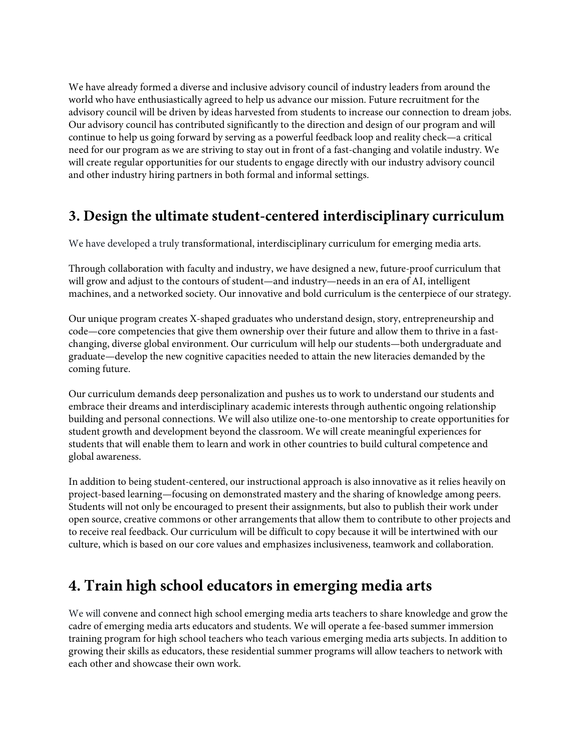We have already formed a diverse and inclusive advisory council of industry leaders from around the world who have enthusiastically agreed to help us advance our mission. Future recruitment for the advisory council will be driven by ideas harvested from students to increase our connection to dream jobs. Our advisory council has contributed significantly to the direction and design of our program and will continue to help us going forward by serving as a powerful feedback loop and reality check—a critical need for our program as we are striving to stay out in front of a fast-changing and volatile industry. We will create regular opportunities for our students to engage directly with our industry advisory council and other industry hiring partners in both formal and informal settings.

## 3. Design the ultimate student-centered interdisciplinary curriculum

We have developed a truly transformational, interdisciplinary curriculum for emerging media arts.

Through collaboration with faculty and industry, we have designed a new, future-proof curriculum that will grow and adjust to the contours of student—and industry—needs in an era of AI, intelligent machines, and a networked society. Our innovative and bold curriculum is the centerpiece of our strategy.

Our unique program creates X-shaped graduates who understand design, story, entrepreneurship and code—core competencies that give them ownership over their future and allow them to thrive in a fast-changing, diverse global environment. Our curriculum will help our students—both undergraduate and graduate—develop the new cognitive capacities needed to attain the new literacies demanded by the coming future.

Our curriculum demands deep personalization and pushes us to work to understand our students and embrace their dreams and interdisciplinary academic interests through authentic ongoing relationship building and personal connections. We will also utilize one-to-one mentorship to create opportunities for student growth and development beyond the classroom. We will create meaningful experiences for students that will enable them to learn and work in other countries to build cultural competence and global awareness.

In addition to being student-centered, our instructional approach is also innovative as it relies heavily on project-based learning—focusing on demonstrated mastery and the sharing of knowledge among peers. Students will not only be encouraged to present their assignments, but also to publish their work under open source, creative commons or other arrangements that allow them to contribute to other projects and to receive real feedback. Our curriculum will be difficult to copy because it will be intertwined with our culture, which is based on our core values and emphasizes inclusiveness, teamwork and collaboration.

## 4. Train high school educators in emerging media arts

We will convene and connect high school emerging media arts teachers to share knowledge and grow the cadre of emerging media arts educators and students. We will operate a fee-based summer immersion training program for high school teachers who teach various emerging media arts subjects. In addition to growing their skills as educators, these residential summer programs will allow teachers to network with each other and showcase their own work.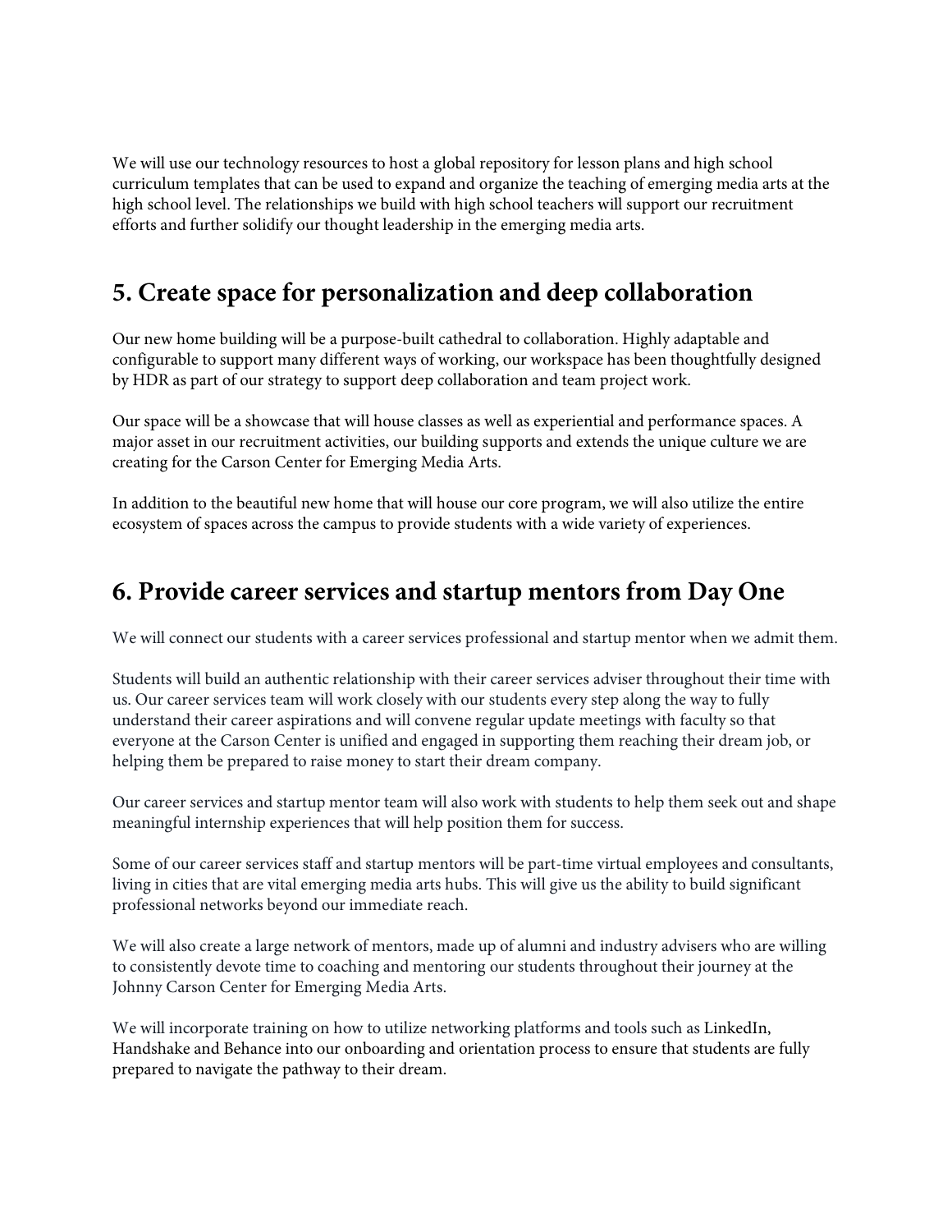We will use our technology resources to host a global repository for lesson plans and high school curriculum templates that can be used to expand and organize the teaching of emerging media arts at the high school level. The relationships we build with high school teachers will support our recruitment efforts and further solidify our thought leadership in the emerging media arts.

## 5. Create space for personalization and deep collaboration

Our new home building will be a purpose-built cathedral to collaboration. Highly adaptable and configurable to support many different ways of working, our workspace has been thoughtfully designed by HDR as part of our strategy to support deep collaboration and team project work.

Our space will be a showcase that will house classes as well as experiential and performance spaces. A major asset in our recruitment activities, our building supports and extends the unique culture we are creating for the Carson Center for Emerging Media Arts.

In addition to the beautiful new home that will house our core program, we will also utilize the entire ecosystem of spaces across the campus to provide students with a wide variety of experiences.

## 6. Provide career services and startup mentors from Day One

We will connect our students with a career services professional and startup mentor when we admit them.

Students will build an authentic relationship with their career services adviser throughout their time with us. Our career services team will work closely with our students every step along the way to fully understand their career aspirations and will convene regular update meetings with faculty so that everyone at the Carson Center is unified and engaged in supporting them reaching their dream job, or helping them be prepared to raise money to start their dream company.

Our career services and startup mentor team will also work with students to help them seek out and shape meaningful internship experiences that will help position them for success.

Some of our career services staff and startup mentors will be part-time virtual employees and consultants, living in cities that are vital emerging media arts hubs. This will give us the ability to build significant professional networks beyond our immediate reach.

We will also create a large network of mentors, made up of alumni and industry advisers who are willing to consistently devote time to coaching and mentoring our students throughout their journey at the Johnny Carson Center for Emerging Media Arts.

We will incorporate training on how to utilize networking platforms and tools such as LinkedIn, Handshake and Behance into our onboarding and orientation process to ensure that students are fully prepared to navigate the pathway to their dream.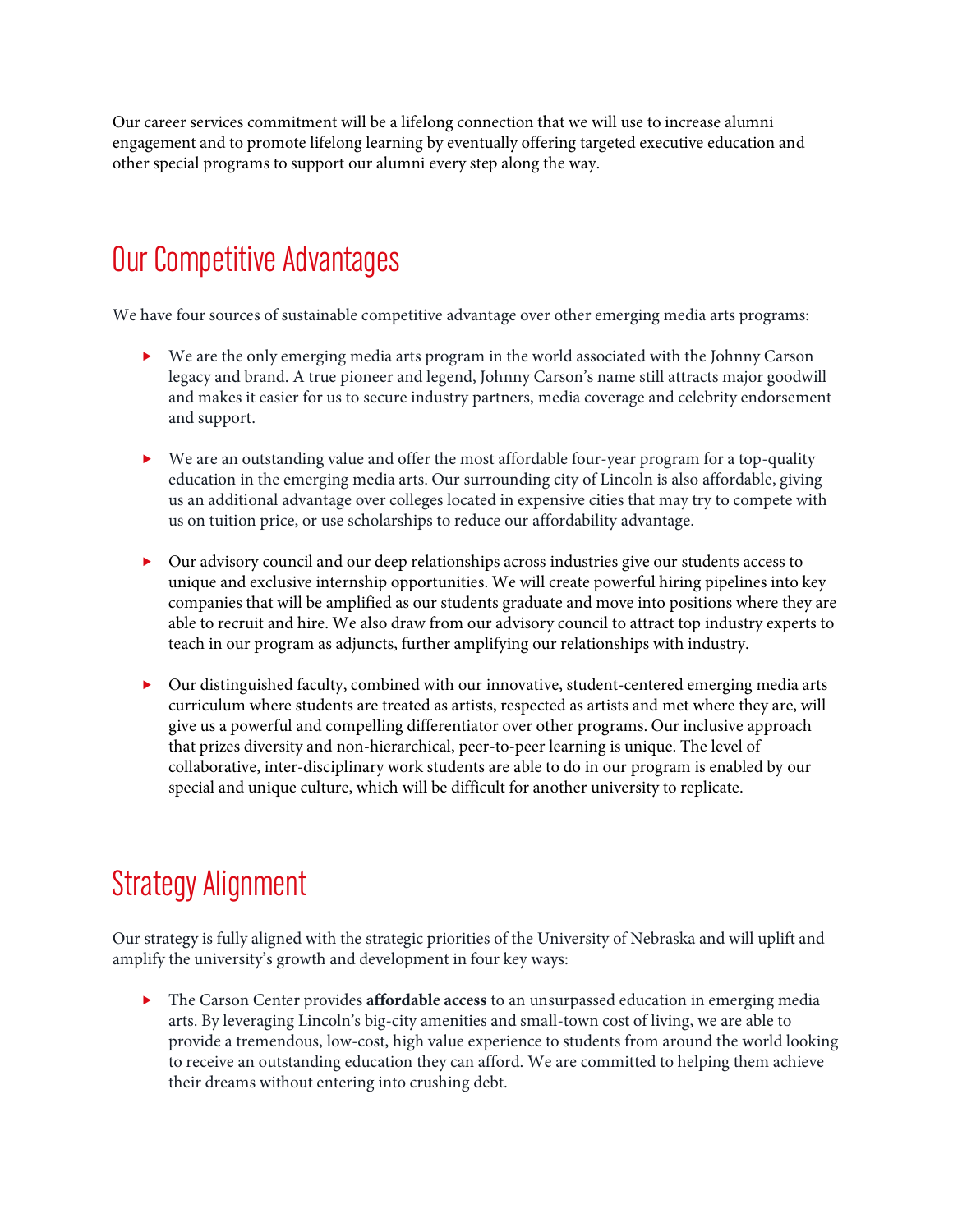Our career services commitment will be a lifelong connection that we will use to increase alumni engagement and to promote lifelong learning by eventually offering targeted executive education and other special programs to support our alumni every step along the way.

## Our Competitive Advantages

We have four sources of sustainable competitive advantage over other emerging media arts programs:

- We are the only emerging media arts program in the world associated with the Johnny Carson legacy and brand. A true pioneer and legend, Johnny Carson's name still attracts major goodwill and makes it easier for us to secure industry partners, media coverage and celebrity endorsement and support.

- We are an outstanding value and offer the most affordable four-year program for a top-quality education in the emerging media arts. Our surrounding city of Lincoln is also affordable, giving us an additional advantage over colleges located in expensive cities that may try to compete with us on tuition price, or use scholarships to reduce our affordability advantage.

- Our advisory council and our deep relationships across industries give our students access to unique and exclusive internship opportunities. We will create powerful hiring pipelines into key companies that will be amplified as our students graduate and move into positions where they are able to recruit and hire. We also draw from our advisory council to attract top industry experts to teach in our program as adjuncts, further amplifying our relationships with industry.

- Our distinguished faculty, combined with our innovative, student-centered emerging media arts curriculum where students are treated as artists, respected as artists and met where they are, will give us a powerful and compelling differentiator over other programs. Our inclusive approach that prizes diversity and non-hierarchical, peer-to-peer learning is unique. The level of collaborative, inter-disciplinary work students are able to do in our program is enabled by our special and unique culture, which will be difficult for another university to replicate.

## Strategy Alignment

Our strategy is fully aligned with the strategic priorities of the University of Nebraska and will uplift and amplify the university's growth and development in four key ways:

- The Carson Center provides **affordable access** to an unsurpassed education in emerging media arts. By leveraging Lincoln's big-city amenities and small-town cost of living, we are able to provide a tremendous, low-cost, high value experience to students from around the world looking to receive an outstanding education they can afford. We are committed to helping them achieve their dreams without entering into crushing debt.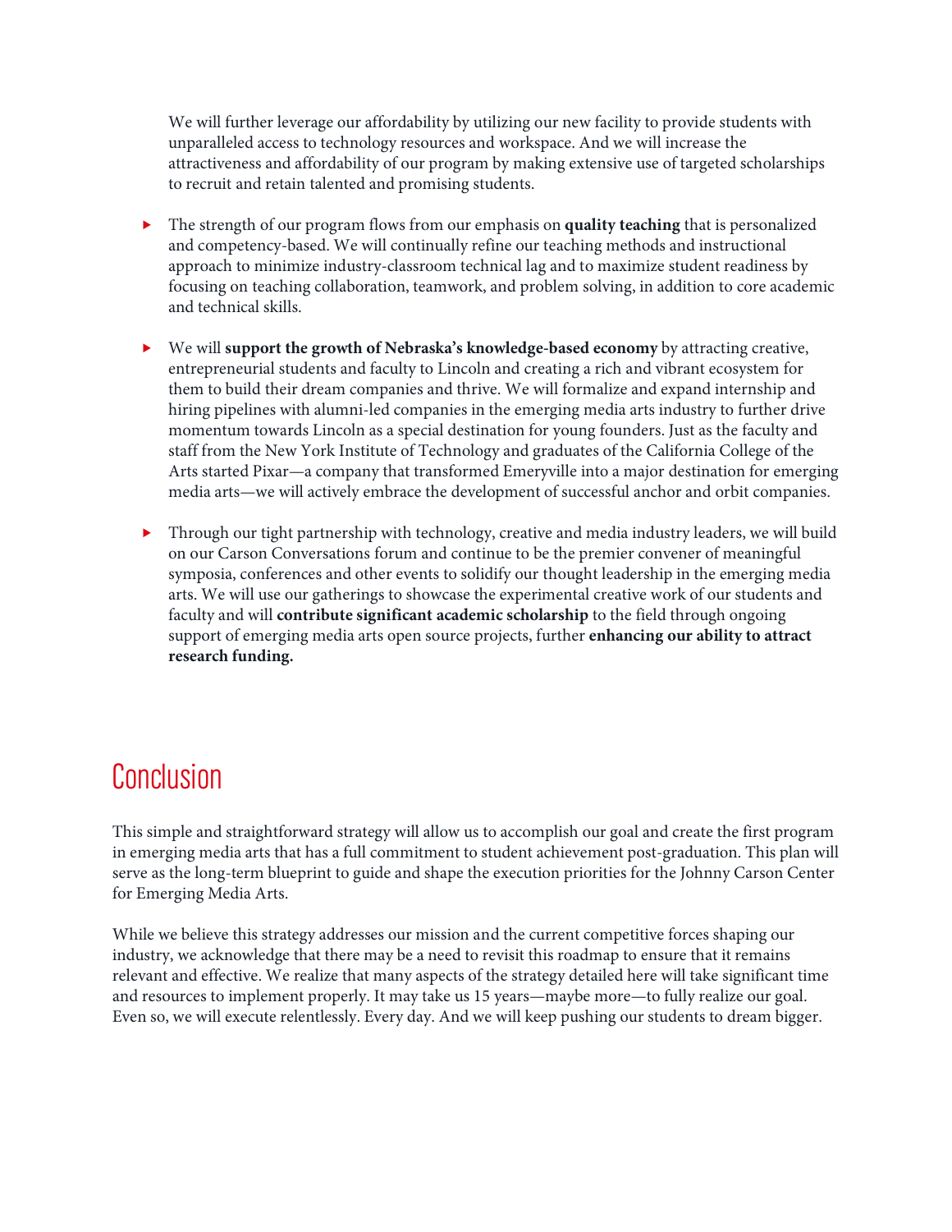We will further leverage our affordability by utilizing our new facility to provide students with unparalleled access to technology resources and workspace. And we will increase the attractiveness and affordability of our program by making extensive use of targeted scholarships to recruit and retain talented and promising students.

- The strength of our program flows from our emphasis on **quality teaching** that is personalized and competency-based. We will continually refine our teaching methods and instructional approach to minimize industry-classroom technical lag and to maximize student readiness by focusing on teaching collaboration, teamwork, and problem solving, in addition to core academic and technical skills.

- We will **support the growth of Nebraska's knowledge-based economy** by attracting creative, entrepreneurial students and faculty to Lincoln and creating a rich and vibrant ecosystem for them to build their dream companies and thrive. We will formalize and expand internship and hiring pipelines with alumni-led companies in the emerging media arts industry to further drive momentum towards Lincoln as a special destination for young founders. Just as the faculty and staff from the New York Institute of Technology and graduates of the California College of the Arts started Pixar—a company that transformed Emeryville into a major destination for emerging media arts—we will actively embrace the development of successful anchor and orbit companies.

- Through our tight partnership with technology, creative and media industry leaders, we will build on our Carson Conversations forum and continue to be the premier convener of meaningful symposia, conferences and other events to solidify our thought leadership in the emerging media arts. We will use our gatherings to showcase the experimental creative work of our students and faculty and will **contribute significant academic scholarship** to the field through ongoing support of emerging media arts open source projects, further **enhancing our ability to attract research funding.**

# Conclusion

This simple and straightforward strategy will allow us to accomplish our goal and create the first program in emerging media arts that has a full commitment to student achievement post-graduation. This plan will serve as the long-term blueprint to guide and shape the execution priorities for the Johnny Carson Center for Emerging Media Arts.

While we believe this strategy addresses our mission and the current competitive forces shaping our industry, we acknowledge that there may be a need to revisit this roadmap to ensure that it remains relevant and effective. We realize that many aspects of the strategy detailed here will take significant time and resources to implement properly. It may take us 15 years—maybe more—to fully realize our goal. Even so, we will execute relentlessly. Every day. And we will keep pushing our students to dream bigger.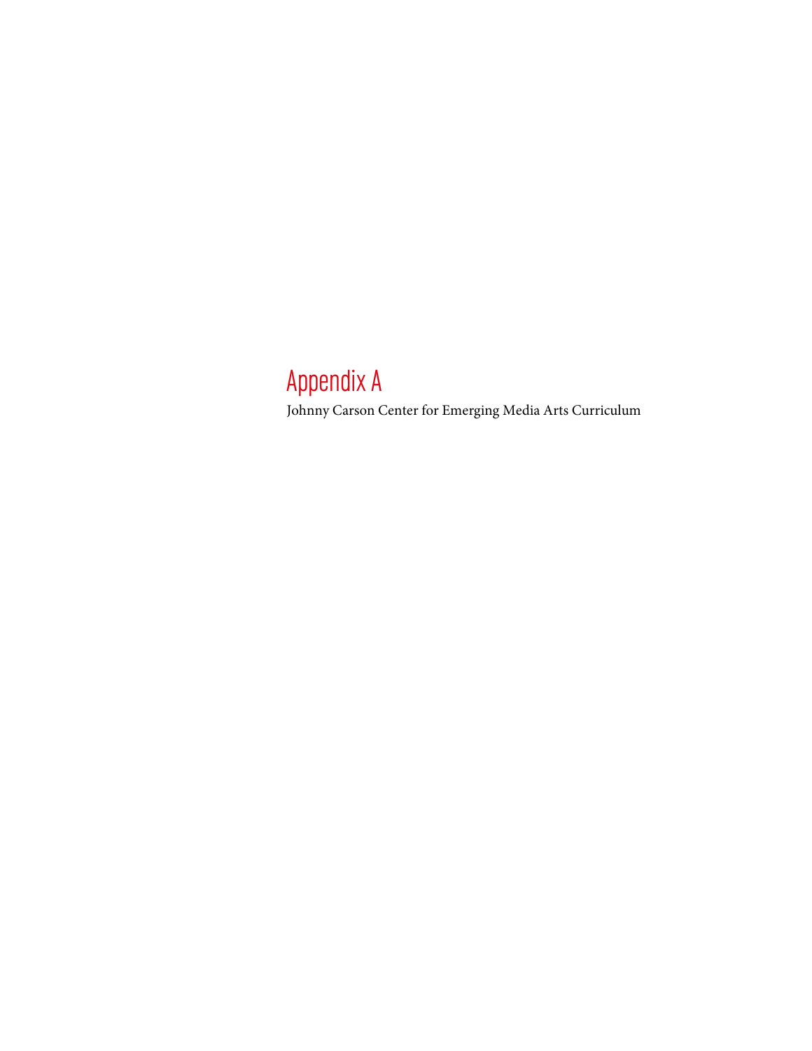# Appendix A

Johnny Carson Center for Emerging Media Arts Curriculum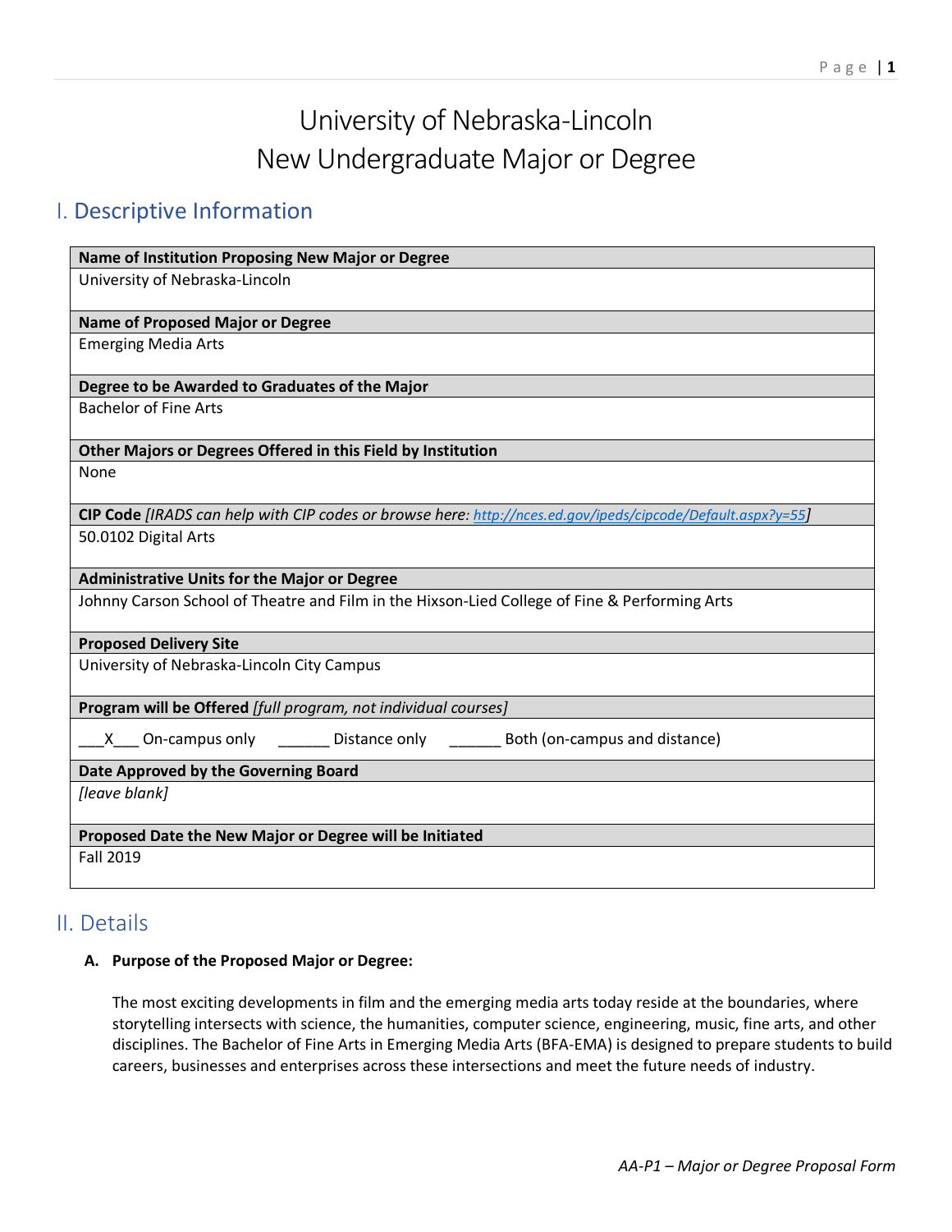# University of Nebraska-Lincoln
# New Undergraduate Major or Degree

## I. Descriptive Information

| **Name of Institution Proposing New Major or Degree** |
|---|
| University of Nebraska-Lincoln |
| **Name of Proposed Major or Degree** |
| Emerging Media Arts |
| **Degree to be Awarded to Graduates of the Major** |
| Bachelor of Fine Arts |
| **Other Majors or Degrees Offered in this Field by Institution** |
| None |
| **CIP Code** *[IRADS can help with CIP codes or browse here: http://nces.ed.gov/ipeds/cipcode/Default.aspx?y=55]* |
| 50.0102 Digital Arts |
| **Administrative Units for the Major or Degree** |
| Johnny Carson School of Theatre and Film in the Hixson-Lied College of Fine & Performing Arts |
| **Proposed Delivery Site** |
| University of Nebraska-Lincoln City Campus |
| **Program will be Offered** *[full program, not individual courses]* |
| \_\_\_X\_\_\_ On-campus only \_\_\_\_\_\_ Distance only \_\_\_\_\_\_ Both (on-campus and distance) |
| **Date Approved by the Governing Board** |
| *[leave blank]* |
| **Proposed Date the New Major or Degree will be Initiated** |
| Fall 2019 |

## II. Details

**A. Purpose of the Proposed Major or Degree:**

The most exciting developments in film and the emerging media arts today reside at the boundaries, where storytelling intersects with science, the humanities, computer science, engineering, music, fine arts, and other disciplines. The Bachelor of Fine Arts in Emerging Media Arts (BFA-EMA) is designed to prepare students to build careers, businesses and enterprises across these intersections and meet the future needs of industry.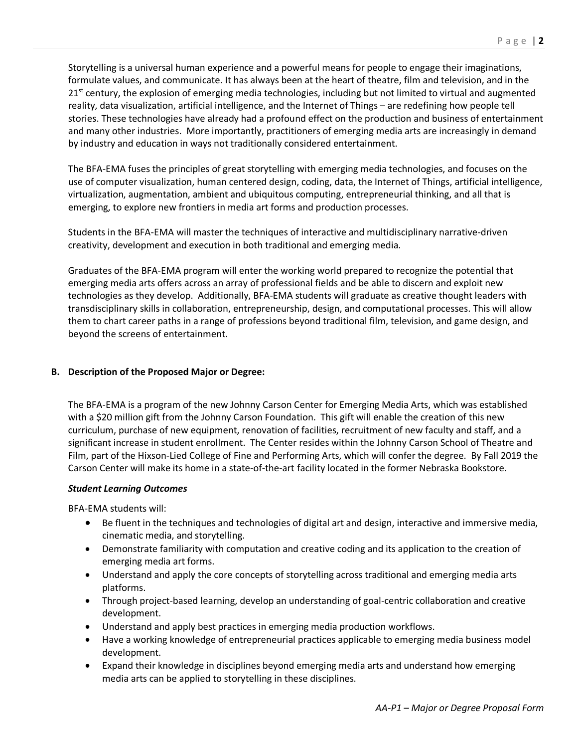Storytelling is a universal human experience and a powerful means for people to engage their imaginations, formulate values, and communicate. It has always been at the heart of theatre, film and television, and in the 21st century, the explosion of emerging media technologies, including but not limited to virtual and augmented reality, data visualization, artificial intelligence, and the Internet of Things – are redefining how people tell stories. These technologies have already had a profound effect on the production and business of entertainment and many other industries. More importantly, practitioners of emerging media arts are increasingly in demand by industry and education in ways not traditionally considered entertainment.

The BFA-EMA fuses the principles of great storytelling with emerging media technologies, and focuses on the use of computer visualization, human centered design, coding, data, the Internet of Things, artificial intelligence, virtualization, augmentation, ambient and ubiquitous computing, entrepreneurial thinking, and all that is emerging, to explore new frontiers in media art forms and production processes.

Students in the BFA-EMA will master the techniques of interactive and multidisciplinary narrative-driven creativity, development and execution in both traditional and emerging media.

Graduates of the BFA-EMA program will enter the working world prepared to recognize the potential that emerging media arts offers across an array of professional fields and be able to discern and exploit new technologies as they develop. Additionally, BFA-EMA students will graduate as creative thought leaders with transdisciplinary skills in collaboration, entrepreneurship, design, and computational processes. This will allow them to chart career paths in a range of professions beyond traditional film, television, and game design, and beyond the screens of entertainment.

**B. Description of the Proposed Major or Degree:**

The BFA-EMA is a program of the new Johnny Carson Center for Emerging Media Arts, which was established with a $20 million gift from the Johnny Carson Foundation. This gift will enable the creation of this new curriculum, purchase of new equipment, renovation of facilities, recruitment of new faculty and staff, and a significant increase in student enrollment. The Center resides within the Johnny Carson School of Theatre and Film, part of the Hixson-Lied College of Fine and Performing Arts, which will confer the degree. By Fall 2019 the Carson Center will make its home in a state-of-the-art facility located in the former Nebraska Bookstore.

***Student Learning Outcomes***

BFA-EMA students will:

- Be fluent in the techniques and technologies of digital art and design, interactive and immersive media, cinematic media, and storytelling.
- Demonstrate familiarity with computation and creative coding and its application to the creation of emerging media art forms.
- Understand and apply the core concepts of storytelling across traditional and emerging media arts platforms.
- Through project-based learning, develop an understanding of goal-centric collaboration and creative development.
- Understand and apply best practices in emerging media production workflows.
- Have a working knowledge of entrepreneurial practices applicable to emerging media business model development.
- Expand their knowledge in disciplines beyond emerging media arts and understand how emerging media arts can be applied to storytelling in these disciplines.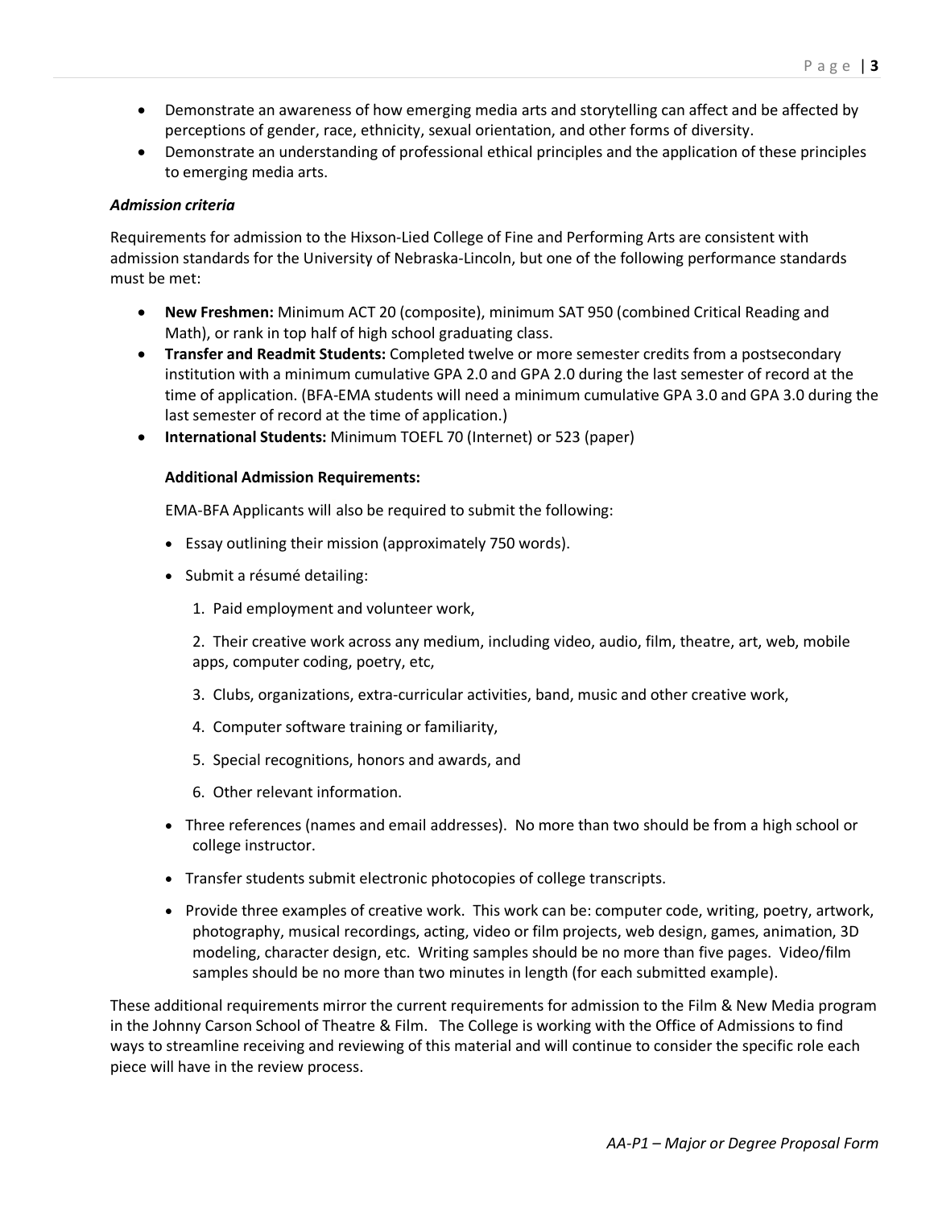- Demonstrate an awareness of how emerging media arts and storytelling can affect and be affected by perceptions of gender, race, ethnicity, sexual orientation, and other forms of diversity.
- Demonstrate an understanding of professional ethical principles and the application of these principles to emerging media arts.

***Admission criteria***

Requirements for admission to the Hixson-Lied College of Fine and Performing Arts are consistent with admission standards for the University of Nebraska-Lincoln, but one of the following performance standards must be met:

- **New Freshmen:** Minimum ACT 20 (composite), minimum SAT 950 (combined Critical Reading and Math), or rank in top half of high school graduating class.
- **Transfer and Readmit Students:** Completed twelve or more semester credits from a postsecondary institution with a minimum cumulative GPA 2.0 and GPA 2.0 during the last semester of record at the time of application. (BFA-EMA students will need a minimum cumulative GPA 3.0 and GPA 3.0 during the last semester of record at the time of application.)
- **International Students:** Minimum TOEFL 70 (Internet) or 523 (paper)

**Additional Admission Requirements:**

EMA-BFA Applicants will also be required to submit the following:

- Essay outlining their mission (approximately 750 words).
- Submit a résumé detailing:
    1. Paid employment and volunteer work,
    2. Their creative work across any medium, including video, audio, film, theatre, art, web, mobile apps, computer coding, poetry, etc,
    3. Clubs, organizations, extra-curricular activities, band, music and other creative work,
    4. Computer software training or familiarity,
    5. Special recognitions, honors and awards, and
    6. Other relevant information.
- Three references (names and email addresses). No more than two should be from a high school or college instructor.
- Transfer students submit electronic photocopies of college transcripts.
- Provide three examples of creative work. This work can be: computer code, writing, poetry, artwork, photography, musical recordings, acting, video or film projects, web design, games, animation, 3D modeling, character design, etc. Writing samples should be no more than five pages. Video/film samples should be no more than two minutes in length (for each submitted example).

These additional requirements mirror the current requirements for admission to the Film & New Media program in the Johnny Carson School of Theatre & Film. The College is working with the Office of Admissions to find ways to streamline receiving and reviewing of this material and will continue to consider the specific role each piece will have in the review process.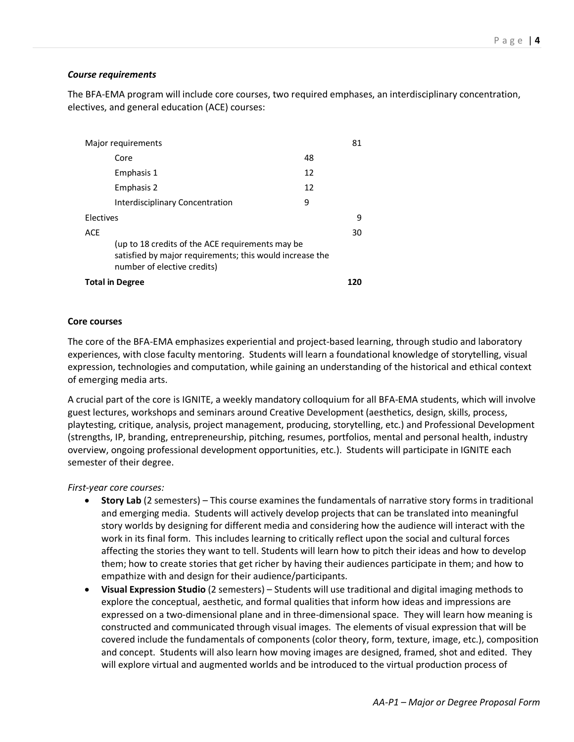*Course requirements*

The BFA-EMA program will include core courses, two required emphases, an interdisciplinary concentration, electives, and general education (ACE) courses:

| | | |
|---|---|---|
| Major requirements | | 81 |
| Core | 48 | |
| Emphasis 1 | 12 | |
| Emphasis 2 | 12 | |
| Interdisciplinary Concentration | 9 | |
| Electives | | 9 |
| ACE (up to 18 credits of the ACE requirements may be satisfied by major requirements; this would increase the number of elective credits) | | 30 |
| **Total in Degree** | | **120** |

**Core courses**

The core of the BFA-EMA emphasizes experiential and project-based learning, through studio and laboratory experiences, with close faculty mentoring. Students will learn a foundational knowledge of storytelling, visual expression, technologies and computation, while gaining an understanding of the historical and ethical context of emerging media arts.

A crucial part of the core is IGNITE, a weekly mandatory colloquium for all BFA-EMA students, which will involve guest lectures, workshops and seminars around Creative Development (aesthetics, design, skills, process, playtesting, critique, analysis, project management, producing, storytelling, etc.) and Professional Development (strengths, IP, branding, entrepreneurship, pitching, resumes, portfolios, mental and personal health, industry overview, ongoing professional development opportunities, etc.). Students will participate in IGNITE each semester of their degree.

*First-year core courses:*

- **Story Lab** (2 semesters) – This course examines the fundamentals of narrative story forms in traditional and emerging media. Students will actively develop projects that can be translated into meaningful story worlds by designing for different media and considering how the audience will interact with the work in its final form. This includes learning to critically reflect upon the social and cultural forces affecting the stories they want to tell. Students will learn how to pitch their ideas and how to develop them; how to create stories that get richer by having their audiences participate in them; and how to empathize with and design for their audience/participants.
- **Visual Expression Studio** (2 semesters) – Students will use traditional and digital imaging methods to explore the conceptual, aesthetic, and formal qualities that inform how ideas and impressions are expressed on a two-dimensional plane and in three-dimensional space. They will learn how meaning is constructed and communicated through visual images. The elements of visual expression that will be covered include the fundamentals of components (color theory, form, texture, image, etc.), composition and concept. Students will also learn how moving images are designed, framed, shot and edited. They will explore virtual and augmented worlds and be introduced to the virtual production process of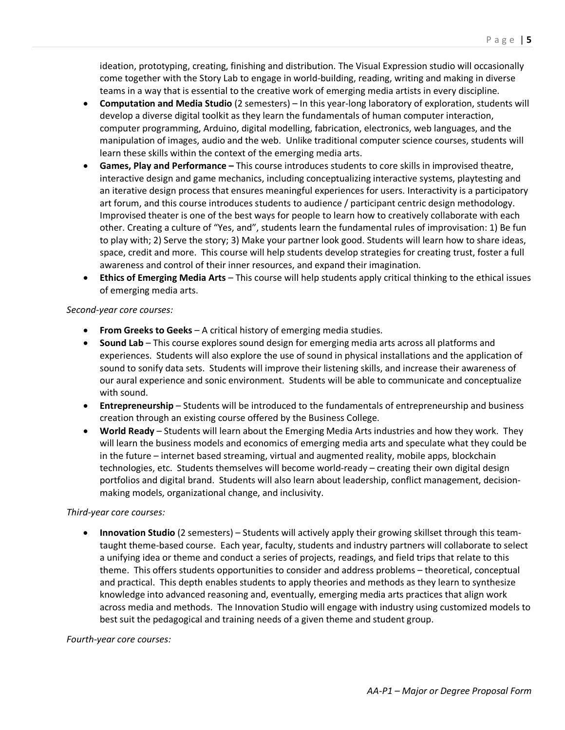ideation, prototyping, creating, finishing and distribution. The Visual Expression studio will occasionally come together with the Story Lab to engage in world-building, reading, writing and making in diverse teams in a way that is essential to the creative work of emerging media artists in every discipline.

- **Computation and Media Studio** (2 semesters) – In this year-long laboratory of exploration, students will develop a diverse digital toolkit as they learn the fundamentals of human computer interaction, computer programming, Arduino, digital modelling, fabrication, electronics, web languages, and the manipulation of images, audio and the web. Unlike traditional computer science courses, students will learn these skills within the context of the emerging media arts.
- **Games, Play and Performance –** This course introduces students to core skills in improvised theatre, interactive design and game mechanics, including conceptualizing interactive systems, playtesting and an iterative design process that ensures meaningful experiences for users. Interactivity is a participatory art forum, and this course introduces students to audience / participant centric design methodology. Improvised theater is one of the best ways for people to learn how to creatively collaborate with each other. Creating a culture of "Yes, and", students learn the fundamental rules of improvisation: 1) Be fun to play with; 2) Serve the story; 3) Make your partner look good. Students will learn how to share ideas, space, credit and more. This course will help students develop strategies for creating trust, foster a full awareness and control of their inner resources, and expand their imagination.
- **Ethics of Emerging Media Arts** – This course will help students apply critical thinking to the ethical issues of emerging media arts.

*Second-year core courses:*

- **From Greeks to Geeks** – A critical history of emerging media studies.
- **Sound Lab** – This course explores sound design for emerging media arts across all platforms and experiences. Students will also explore the use of sound in physical installations and the application of sound to sonify data sets. Students will improve their listening skills, and increase their awareness of our aural experience and sonic environment. Students will be able to communicate and conceptualize with sound.
- **Entrepreneurship** – Students will be introduced to the fundamentals of entrepreneurship and business creation through an existing course offered by the Business College.
- **World Ready** – Students will learn about the Emerging Media Arts industries and how they work. They will learn the business models and economics of emerging media arts and speculate what they could be in the future – internet based streaming, virtual and augmented reality, mobile apps, blockchain technologies, etc. Students themselves will become world-ready – creating their own digital design portfolios and digital brand. Students will also learn about leadership, conflict management, decision-making models, organizational change, and inclusivity.

*Third-year core courses:*

- **Innovation Studio** (2 semesters) – Students will actively apply their growing skillset through this team-taught theme-based course. Each year, faculty, students and industry partners will collaborate to select a unifying idea or theme and conduct a series of projects, readings, and field trips that relate to this theme. This offers students opportunities to consider and address problems – theoretical, conceptual and practical. This depth enables students to apply theories and methods as they learn to synthesize knowledge into advanced reasoning and, eventually, emerging media arts practices that align work across media and methods. The Innovation Studio will engage with industry using customized models to best suit the pedagogical and training needs of a given theme and student group.

*Fourth-year core courses:*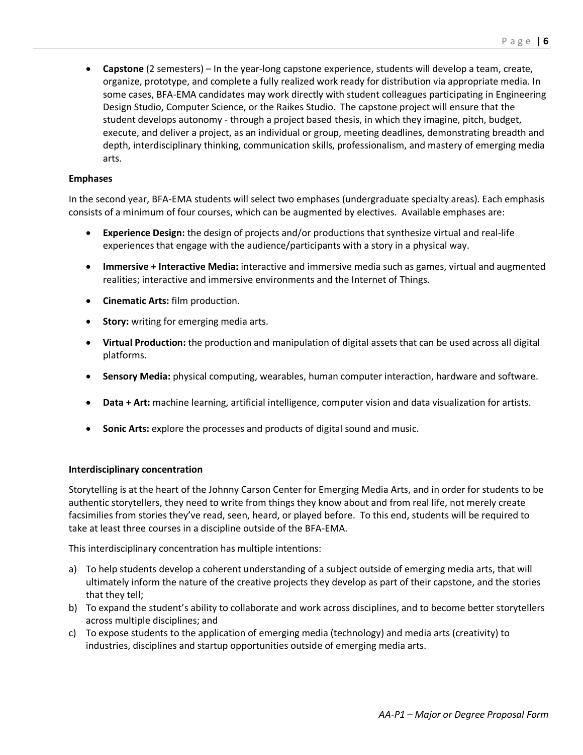- **Capstone** (2 semesters) – In the year-long capstone experience, students will develop a team, create, organize, prototype, and complete a fully realized work ready for distribution via appropriate media. In some cases, BFA-EMA candidates may work directly with student colleagues participating in Engineering Design Studio, Computer Science, or the Raikes Studio. The capstone project will ensure that the student develops autonomy - through a project based thesis, in which they imagine, pitch, budget, execute, and deliver a project, as an individual or group, meeting deadlines, demonstrating breadth and depth, interdisciplinary thinking, communication skills, professionalism, and mastery of emerging media arts.

**Emphases**

In the second year, BFA-EMA students will select two emphases (undergraduate specialty areas). Each emphasis consists of a minimum of four courses, which can be augmented by electives. Available emphases are:

- **Experience Design:** the design of projects and/or productions that synthesize virtual and real-life experiences that engage with the audience/participants with a story in a physical way.
- **Immersive + Interactive Media:** interactive and immersive media such as games, virtual and augmented realities; interactive and immersive environments and the Internet of Things.
- **Cinematic Arts:** film production.
- **Story:** writing for emerging media arts.
- **Virtual Production:** the production and manipulation of digital assets that can be used across all digital platforms.
- **Sensory Media:** physical computing, wearables, human computer interaction, hardware and software.
- **Data + Art:** machine learning, artificial intelligence, computer vision and data visualization for artists.
- **Sonic Arts:** explore the processes and products of digital sound and music.

**Interdisciplinary concentration**

Storytelling is at the heart of the Johnny Carson Center for Emerging Media Arts, and in order for students to be authentic storytellers, they need to write from things they know about and from real life, not merely create facsimilies from stories they've read, seen, heard, or played before. To this end, students will be required to take at least three courses in a discipline outside of the BFA-EMA.

This interdisciplinary concentration has multiple intentions:

a) To help students develop a coherent understanding of a subject outside of emerging media arts, that will ultimately inform the nature of the creative projects they develop as part of their capstone, and the stories that they tell;
b) To expand the student's ability to collaborate and work across disciplines, and to become better storytellers across multiple disciplines; and
c) To expose students to the application of emerging media (technology) and media arts (creativity) to industries, disciplines and startup opportunities outside of emerging media arts.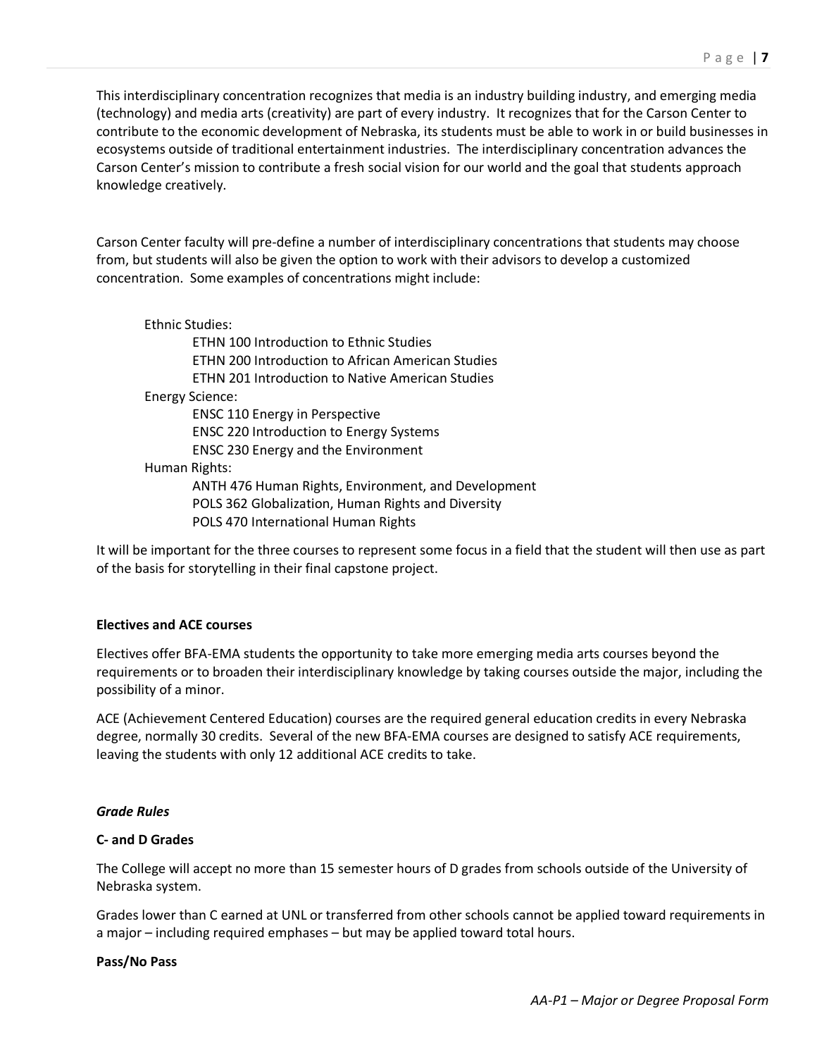This interdisciplinary concentration recognizes that media is an industry building industry, and emerging media (technology) and media arts (creativity) are part of every industry. It recognizes that for the Carson Center to contribute to the economic development of Nebraska, its students must be able to work in or build businesses in ecosystems outside of traditional entertainment industries. The interdisciplinary concentration advances the Carson Center's mission to contribute a fresh social vision for our world and the goal that students approach knowledge creatively.

Carson Center faculty will pre-define a number of interdisciplinary concentrations that students may choose from, but students will also be given the option to work with their advisors to develop a customized concentration. Some examples of concentrations might include:

- Ethnic Studies:
  - ETHN 100 Introduction to Ethnic Studies
  - ETHN 200 Introduction to African American Studies
  - ETHN 201 Introduction to Native American Studies
- Energy Science:
  - ENSC 110 Energy in Perspective
  - ENSC 220 Introduction to Energy Systems
  - ENSC 230 Energy and the Environment
- Human Rights:
  - ANTH 476 Human Rights, Environment, and Development
  - POLS 362 Globalization, Human Rights and Diversity
  - POLS 470 International Human Rights

It will be important for the three courses to represent some focus in a field that the student will then use as part of the basis for storytelling in their final capstone project.

**Electives and ACE courses**

Electives offer BFA-EMA students the opportunity to take more emerging media arts courses beyond the requirements or to broaden their interdisciplinary knowledge by taking courses outside the major, including the possibility of a minor.

ACE (Achievement Centered Education) courses are the required general education credits in every Nebraska degree, normally 30 credits. Several of the new BFA-EMA courses are designed to satisfy ACE requirements, leaving the students with only 12 additional ACE credits to take.

***Grade Rules***

**C- and D Grades**

The College will accept no more than 15 semester hours of D grades from schools outside of the University of Nebraska system.

Grades lower than C earned at UNL or transferred from other schools cannot be applied toward requirements in a major – including required emphases – but may be applied toward total hours.

**Pass/No Pass**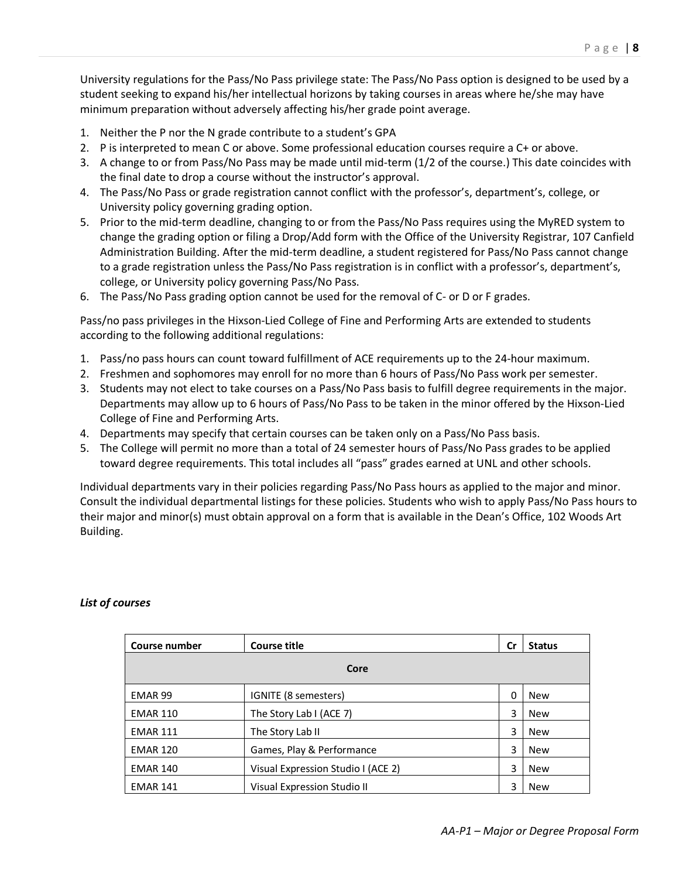University regulations for the Pass/No Pass privilege state: The Pass/No Pass option is designed to be used by a student seeking to expand his/her intellectual horizons by taking courses in areas where he/she may have minimum preparation without adversely affecting his/her grade point average.

1. Neither the P nor the N grade contribute to a student's GPA
2. P is interpreted to mean C or above. Some professional education courses require a C+ or above.
3. A change to or from Pass/No Pass may be made until mid-term (1/2 of the course.) This date coincides with the final date to drop a course without the instructor's approval.
4. The Pass/No Pass or grade registration cannot conflict with the professor's, department's, college, or University policy governing grading option.
5. Prior to the mid-term deadline, changing to or from the Pass/No Pass requires using the MyRED system to change the grading option or filing a Drop/Add form with the Office of the University Registrar, 107 Canfield Administration Building. After the mid-term deadline, a student registered for Pass/No Pass cannot change to a grade registration unless the Pass/No Pass registration is in conflict with a professor's, department's, college, or University policy governing Pass/No Pass.
6. The Pass/No Pass grading option cannot be used for the removal of C- or D or F grades.

Pass/no pass privileges in the Hixson-Lied College of Fine and Performing Arts are extended to students according to the following additional regulations:

1. Pass/no pass hours can count toward fulfillment of ACE requirements up to the 24-hour maximum.
2. Freshmen and sophomores may enroll for no more than 6 hours of Pass/No Pass work per semester.
3. Students may not elect to take courses on a Pass/No Pass basis to fulfill degree requirements in the major. Departments may allow up to 6 hours of Pass/No Pass to be taken in the minor offered by the Hixson-Lied College of Fine and Performing Arts.
4. Departments may specify that certain courses can be taken only on a Pass/No Pass basis.
5. The College will permit no more than a total of 24 semester hours of Pass/No Pass grades to be applied toward degree requirements. This total includes all "pass" grades earned at UNL and other schools.

Individual departments vary in their policies regarding Pass/No Pass hours as applied to the major and minor. Consult the individual departmental listings for these policies. Students who wish to apply Pass/No Pass hours to their major and minor(s) must obtain approval on a form that is available in the Dean's Office, 102 Woods Art Building.

***List of courses***

| Course number | Course title | Cr | Status |
|---|---|---|---|
| **Core** | | | |
| EMAR 99 | IGNITE (8 semesters) | 0 | New |
| EMAR 110 | The Story Lab I (ACE 7) | 3 | New |
| EMAR 111 | The Story Lab II | 3 | New |
| EMAR 120 | Games, Play & Performance | 3 | New |
| EMAR 140 | Visual Expression Studio I (ACE 2) | 3 | New |
| EMAR 141 | Visual Expression Studio II | 3 | New |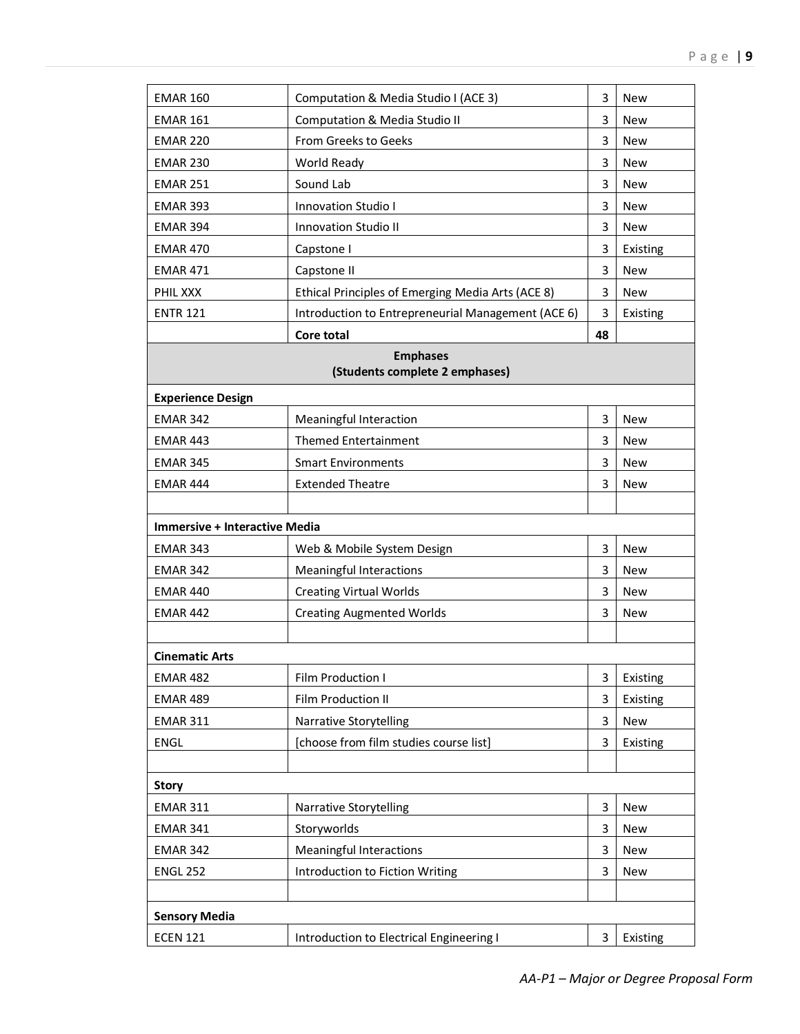| | | | |
|---|---|---|---|
| EMAR 160 | Computation & Media Studio I (ACE 3) | 3 | New |
| EMAR 161 | Computation & Media Studio II | 3 | New |
| EMAR 220 | From Greeks to Geeks | 3 | New |
| EMAR 230 | World Ready | 3 | New |
| EMAR 251 | Sound Lab | 3 | New |
| EMAR 393 | Innovation Studio I | 3 | New |
| EMAR 394 | Innovation Studio II | 3 | New |
| EMAR 470 | Capstone I | 3 | Existing |
| EMAR 471 | Capstone II | 3 | New |
| PHIL XXX | Ethical Principles of Emerging Media Arts (ACE 8) | 3 | New |
| ENTR 121 | Introduction to Entrepreneurial Management (ACE 6) | 3 | Existing |
| | **Core total** | **48** | |
| **Emphases (Students complete 2 emphases)** | | | |
| **Experience Design** | | | |
| EMAR 342 | Meaningful Interaction | 3 | New |
| EMAR 443 | Themed Entertainment | 3 | New |
| EMAR 345 | Smart Environments | 3 | New |
| EMAR 444 | Extended Theatre | 3 | New |
| | | | |
| **Immersive + Interactive Media** | | | |
| EMAR 343 | Web & Mobile System Design | 3 | New |
| EMAR 342 | Meaningful Interactions | 3 | New |
| EMAR 440 | Creating Virtual Worlds | 3 | New |
| EMAR 442 | Creating Augmented Worlds | 3 | New |
| | | | |
| **Cinematic Arts** | | | |
| EMAR 482 | Film Production I | 3 | Existing |
| EMAR 489 | Film Production II | 3 | Existing |
| EMAR 311 | Narrative Storytelling | 3 | New |
| ENGL | [choose from film studies course list] | 3 | Existing |
| | | | |
| **Story** | | | |
| EMAR 311 | Narrative Storytelling | 3 | New |
| EMAR 341 | Storyworlds | 3 | New |
| EMAR 342 | Meaningful Interactions | 3 | New |
| ENGL 252 | Introduction to Fiction Writing | 3 | New |
| | | | |
| **Sensory Media** | | | |
| ECEN 121 | Introduction to Electrical Engineering I | 3 | Existing |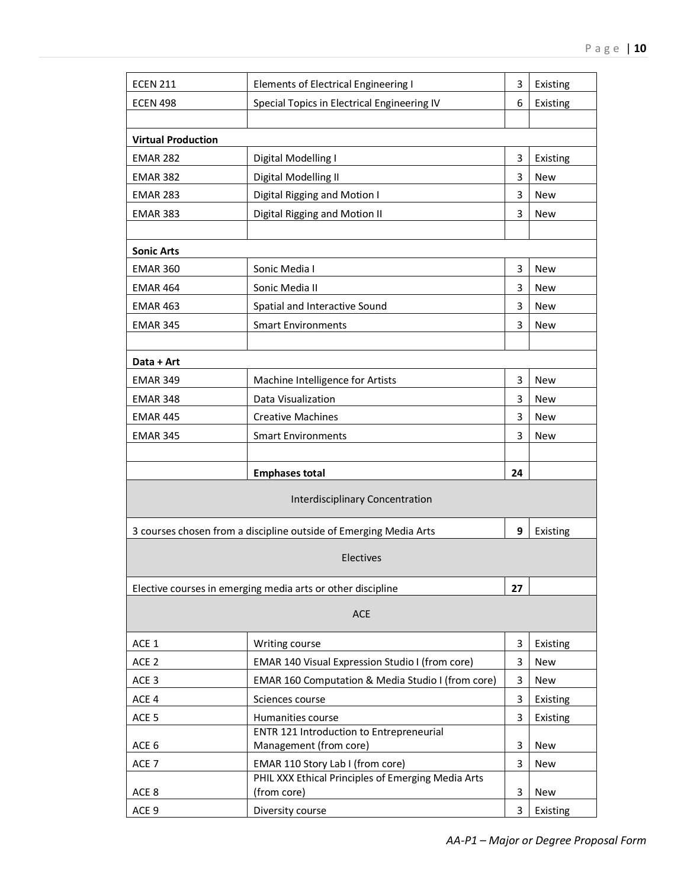| | | | |
|---|---|---|---|
| ECEN 211 | Elements of Electrical Engineering I | 3 | Existing |
| ECEN 498 | Special Topics in Electrical Engineering IV | 6 | Existing |
| | | | |
| **Virtual Production** | | | |
| EMAR 282 | Digital Modelling I | 3 | Existing |
| EMAR 382 | Digital Modelling II | 3 | New |
| EMAR 283 | Digital Rigging and Motion I | 3 | New |
| EMAR 383 | Digital Rigging and Motion II | 3 | New |
| | | | |
| **Sonic Arts** | | | |
| EMAR 360 | Sonic Media I | 3 | New |
| EMAR 464 | Sonic Media II | 3 | New |
| EMAR 463 | Spatial and Interactive Sound | 3 | New |
| EMAR 345 | Smart Environments | 3 | New |
| | | | |
| **Data + Art** | | | |
| EMAR 349 | Machine Intelligence for Artists | 3 | New |
| EMAR 348 | Data Visualization | 3 | New |
| EMAR 445 | Creative Machines | 3 | New |
| EMAR 345 | Smart Environments | 3 | New |
| | | | |
| | **Emphases total** | **24** | |
| Interdisciplinary Concentration | | | |
| 3 courses chosen from a discipline outside of Emerging Media Arts | | **9** | Existing |
| Electives | | | |
| Elective courses in emerging media arts or other discipline | | **27** | |
| ACE | | | |
| ACE 1 | Writing course | 3 | Existing |
| ACE 2 | EMAR 140 Visual Expression Studio I (from core) | 3 | New |
| ACE 3 | EMAR 160 Computation & Media Studio I (from core) | 3 | New |
| ACE 4 | Sciences course | 3 | Existing |
| ACE 5 | Humanities course | 3 | Existing |
| ACE 6 | ENTR 121 Introduction to Entrepreneurial Management (from core) | 3 | New |
| ACE 7 | EMAR 110 Story Lab I (from core) | 3 | New |
| ACE 8 | PHIL XXX Ethical Principles of Emerging Media Arts (from core) | 3 | New |
| ACE 9 | Diversity course | 3 | Existing |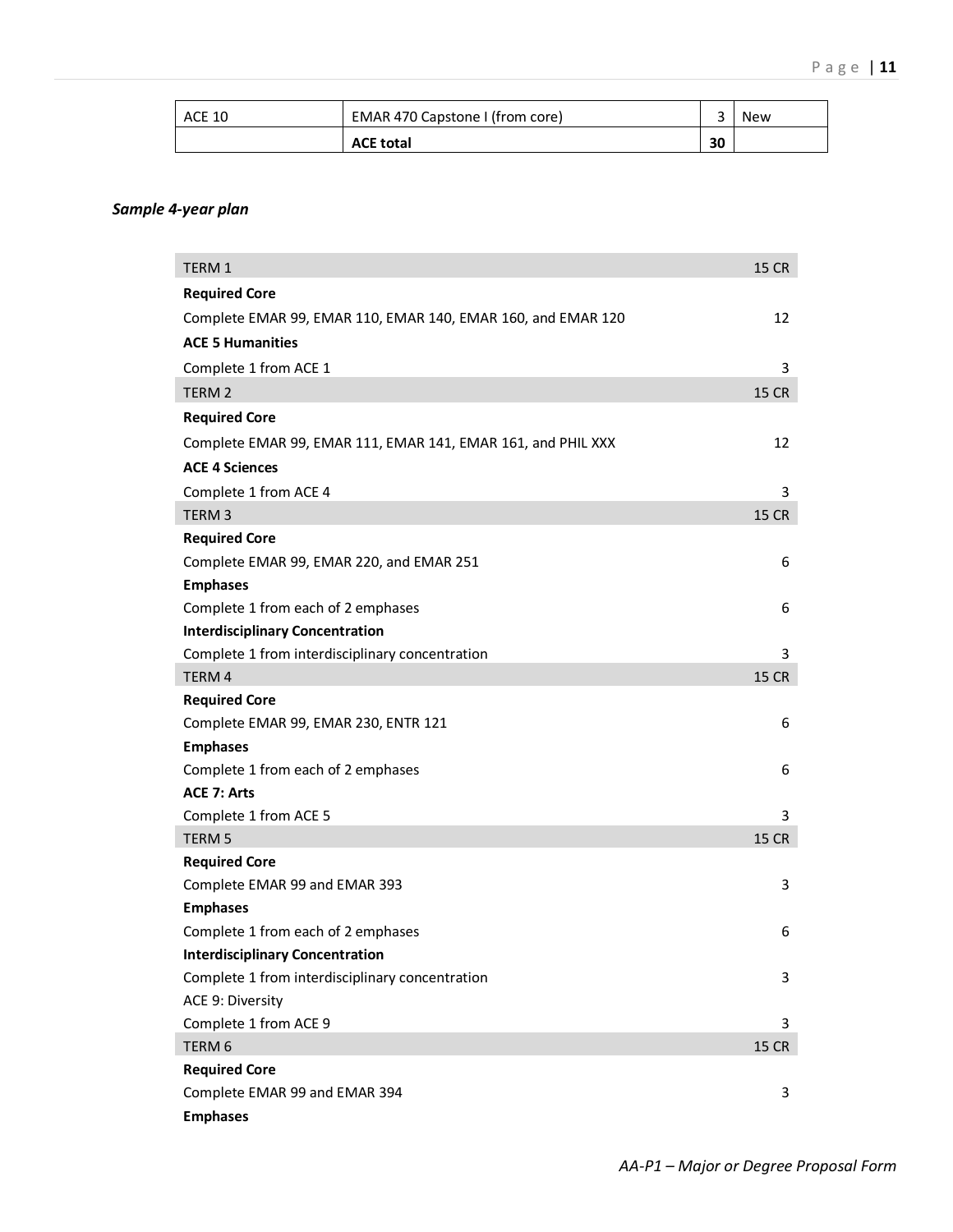| ACE 10 | EMAR 470 Capstone I (from core) | 3 | New |
|---|---|---|---|
| | **ACE total** | **30** | |

***Sample 4-year plan***

| TERM 1 | 15 CR |
|---|---|
| **Required Core** | |
| Complete EMAR 99, EMAR 110, EMAR 140, EMAR 160, and EMAR 120 | 12 |
| **ACE 5 Humanities** | |
| Complete 1 from ACE 1 | 3 |
| TERM 2 | 15 CR |
| **Required Core** | |
| Complete EMAR 99, EMAR 111, EMAR 141, EMAR 161, and PHIL XXX | 12 |
| **ACE 4 Sciences** | |
| Complete 1 from ACE 4 | 3 |
| TERM 3 | 15 CR |
| **Required Core** | |
| Complete EMAR 99, EMAR 220, and EMAR 251 | 6 |
| **Emphases** | |
| Complete 1 from each of 2 emphases | 6 |
| **Interdisciplinary Concentration** | |
| Complete 1 from interdisciplinary concentration | 3 |
| TERM 4 | 15 CR |
| **Required Core** | |
| Complete EMAR 99, EMAR 230, ENTR 121 | 6 |
| **Emphases** | |
| Complete 1 from each of 2 emphases | 6 |
| **ACE 7: Arts** | |
| Complete 1 from ACE 5 | 3 |
| TERM 5 | 15 CR |
| **Required Core** | |
| Complete EMAR 99 and EMAR 393 | 3 |
| **Emphases** | |
| Complete 1 from each of 2 emphases | 6 |
| **Interdisciplinary Concentration** | |
| Complete 1 from interdisciplinary concentration | 3 |
| ACE 9: Diversity | |
| Complete 1 from ACE 9 | 3 |
| TERM 6 | 15 CR |
| **Required Core** | |
| Complete EMAR 99 and EMAR 394 | 3 |
| **Emphases** | |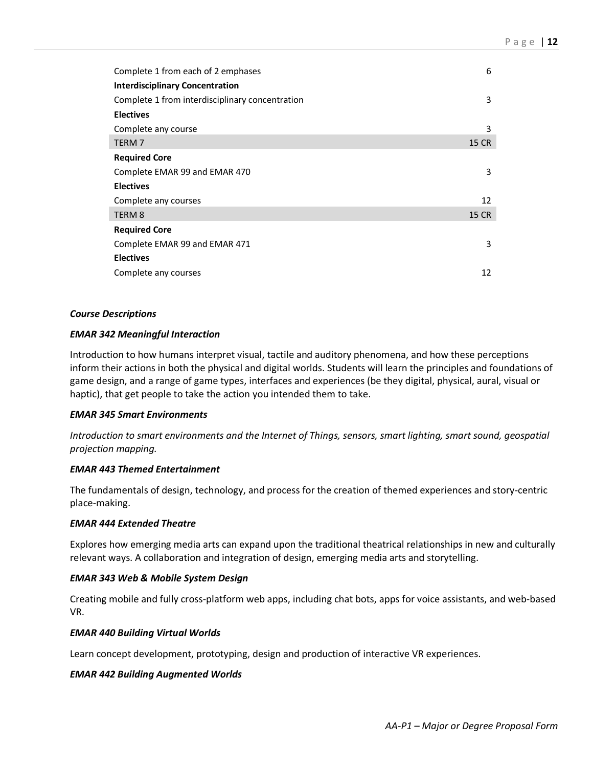| | |
|---|---|
| Complete 1 from each of 2 emphases | 6 |
| **Interdisciplinary Concentration** | |
| Complete 1 from interdisciplinary concentration | 3 |
| **Electives** | |
| Complete any course | 3 |
| TERM 7 | 15 CR |
| **Required Core** | |
| Complete EMAR 99 and EMAR 470 | 3 |
| **Electives** | |
| Complete any courses | 12 |
| TERM 8 | 15 CR |
| **Required Core** | |
| Complete EMAR 99 and EMAR 471 | 3 |
| **Electives** | |
| Complete any courses | 12 |

***Course Descriptions***

***EMAR 342 Meaningful Interaction***

Introduction to how humans interpret visual, tactile and auditory phenomena, and how these perceptions inform their actions in both the physical and digital worlds. Students will learn the principles and foundations of game design, and a range of game types, interfaces and experiences (be they digital, physical, aural, visual or haptic), that get people to take the action you intended them to take.

***EMAR 345 Smart Environments***

*Introduction to smart environments and the Internet of Things, sensors, smart lighting, smart sound, geospatial projection mapping.*

***EMAR 443 Themed Entertainment***

The fundamentals of design, technology, and process for the creation of themed experiences and story-centric place-making.

***EMAR 444 Extended Theatre***

Explores how emerging media arts can expand upon the traditional theatrical relationships in new and culturally relevant ways. A collaboration and integration of design, emerging media arts and storytelling.

***EMAR 343 Web & Mobile System Design***

Creating mobile and fully cross-platform web apps, including chat bots, apps for voice assistants, and web-based VR.

***EMAR 440 Building Virtual Worlds***

Learn concept development, prototyping, design and production of interactive VR experiences.

***EMAR 442 Building Augmented Worlds***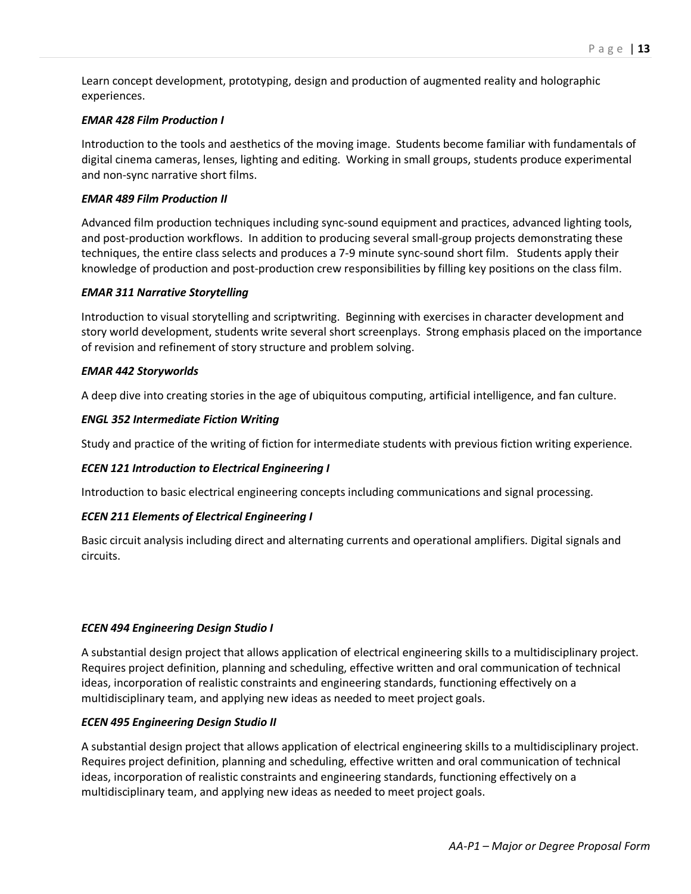Learn concept development, prototyping, design and production of augmented reality and holographic experiences.

***EMAR 428 Film Production I***

Introduction to the tools and aesthetics of the moving image. Students become familiar with fundamentals of digital cinema cameras, lenses, lighting and editing. Working in small groups, students produce experimental and non-sync narrative short films.

***EMAR 489 Film Production II***

Advanced film production techniques including sync-sound equipment and practices, advanced lighting tools, and post-production workflows. In addition to producing several small-group projects demonstrating these techniques, the entire class selects and produces a 7-9 minute sync-sound short film. Students apply their knowledge of production and post-production crew responsibilities by filling key positions on the class film.

***EMAR 311 Narrative Storytelling***

Introduction to visual storytelling and scriptwriting. Beginning with exercises in character development and story world development, students write several short screenplays. Strong emphasis placed on the importance of revision and refinement of story structure and problem solving.

***EMAR 442 Storyworlds***

A deep dive into creating stories in the age of ubiquitous computing, artificial intelligence, and fan culture.

***ENGL 352 Intermediate Fiction Writing***

Study and practice of the writing of fiction for intermediate students with previous fiction writing experience.

***ECEN 121 Introduction to Electrical Engineering I***

Introduction to basic electrical engineering concepts including communications and signal processing.

***ECEN 211 Elements of Electrical Engineering I***

Basic circuit analysis including direct and alternating currents and operational amplifiers. Digital signals and circuits.

***ECEN 494 Engineering Design Studio I***

A substantial design project that allows application of electrical engineering skills to a multidisciplinary project. Requires project definition, planning and scheduling, effective written and oral communication of technical ideas, incorporation of realistic constraints and engineering standards, functioning effectively on a multidisciplinary team, and applying new ideas as needed to meet project goals.

***ECEN 495 Engineering Design Studio II***

A substantial design project that allows application of electrical engineering skills to a multidisciplinary project. Requires project definition, planning and scheduling, effective written and oral communication of technical ideas, incorporation of realistic constraints and engineering standards, functioning effectively on a multidisciplinary team, and applying new ideas as needed to meet project goals.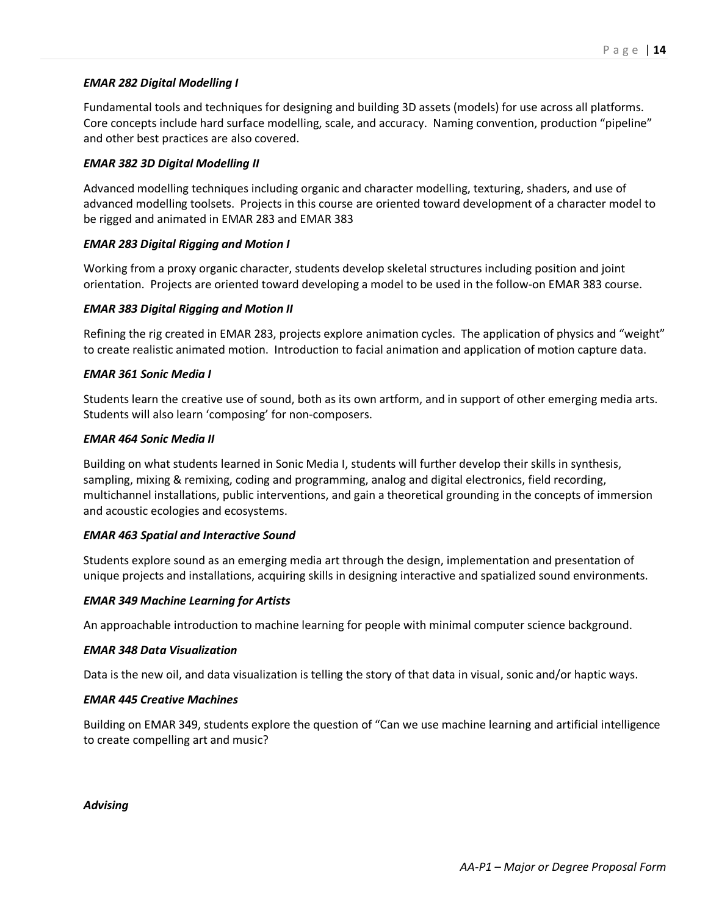***EMAR 282 Digital Modelling I***

Fundamental tools and techniques for designing and building 3D assets (models) for use across all platforms. Core concepts include hard surface modelling, scale, and accuracy. Naming convention, production "pipeline" and other best practices are also covered.

***EMAR 382 3D Digital Modelling II***

Advanced modelling techniques including organic and character modelling, texturing, shaders, and use of advanced modelling toolsets. Projects in this course are oriented toward development of a character model to be rigged and animated in EMAR 283 and EMAR 383

***EMAR 283 Digital Rigging and Motion I***

Working from a proxy organic character, students develop skeletal structures including position and joint orientation. Projects are oriented toward developing a model to be used in the follow-on EMAR 383 course.

***EMAR 383 Digital Rigging and Motion II***

Refining the rig created in EMAR 283, projects explore animation cycles. The application of physics and "weight" to create realistic animated motion. Introduction to facial animation and application of motion capture data.

***EMAR 361 Sonic Media I***

Students learn the creative use of sound, both as its own artform, and in support of other emerging media arts. Students will also learn 'composing' for non-composers.

***EMAR 464 Sonic Media II***

Building on what students learned in Sonic Media I, students will further develop their skills in synthesis, sampling, mixing & remixing, coding and programming, analog and digital electronics, field recording, multichannel installations, public interventions, and gain a theoretical grounding in the concepts of immersion and acoustic ecologies and ecosystems.

***EMAR 463 Spatial and Interactive Sound***

Students explore sound as an emerging media art through the design, implementation and presentation of unique projects and installations, acquiring skills in designing interactive and spatialized sound environments.

***EMAR 349 Machine Learning for Artists***

An approachable introduction to machine learning for people with minimal computer science background.

***EMAR 348 Data Visualization***

Data is the new oil, and data visualization is telling the story of that data in visual, sonic and/or haptic ways.

***EMAR 445 Creative Machines***

Building on EMAR 349, students explore the question of "Can we use machine learning and artificial intelligence to create compelling art and music?

***Advising***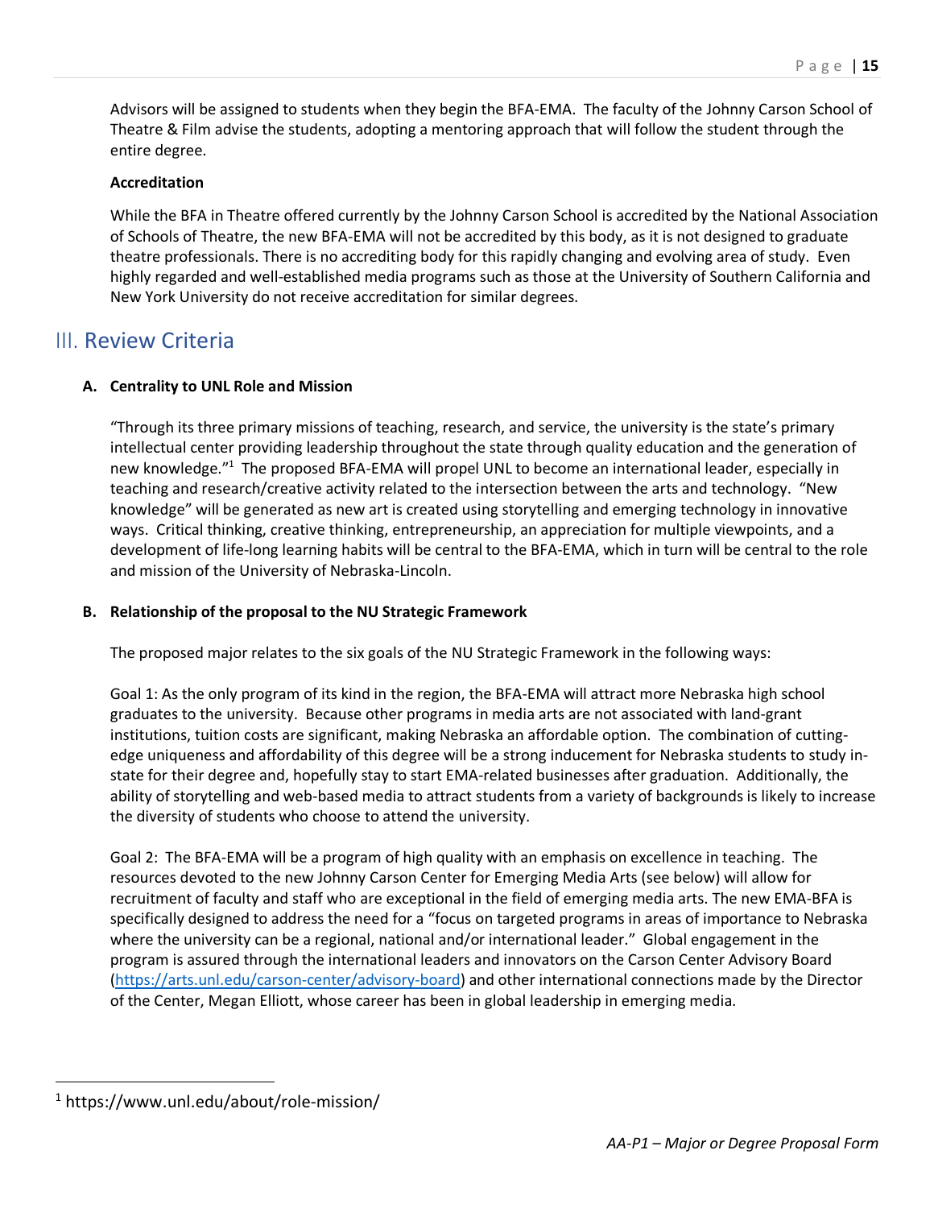Advisors will be assigned to students when they begin the BFA-EMA. The faculty of the Johnny Carson School of Theatre & Film advise the students, adopting a mentoring approach that will follow the student through the entire degree.

**Accreditation**

While the BFA in Theatre offered currently by the Johnny Carson School is accredited by the National Association of Schools of Theatre, the new BFA-EMA will not be accredited by this body, as it is not designed to graduate theatre professionals. There is no accrediting body for this rapidly changing and evolving area of study. Even highly regarded and well-established media programs such as those at the University of Southern California and New York University do not receive accreditation for similar degrees.

## III. Review Criteria

### A. Centrality to UNL Role and Mission

"Through its three primary missions of teaching, research, and service, the university is the state's primary intellectual center providing leadership throughout the state through quality education and the generation of new knowledge."[1] The proposed BFA-EMA will propel UNL to become an international leader, especially in teaching and research/creative activity related to the intersection between the arts and technology. "New knowledge" will be generated as new art is created using storytelling and emerging technology in innovative ways. Critical thinking, creative thinking, entrepreneurship, an appreciation for multiple viewpoints, and a development of life-long learning habits will be central to the BFA-EMA, which in turn will be central to the role and mission of the University of Nebraska-Lincoln.

### B. Relationship of the proposal to the NU Strategic Framework

The proposed major relates to the six goals of the NU Strategic Framework in the following ways:

Goal 1: As the only program of its kind in the region, the BFA-EMA will attract more Nebraska high school graduates to the university. Because other programs in media arts are not associated with land-grant institutions, tuition costs are significant, making Nebraska an affordable option. The combination of cutting-edge uniqueness and affordability of this degree will be a strong inducement for Nebraska students to study in-state for their degree and, hopefully stay to start EMA-related businesses after graduation. Additionally, the ability of storytelling and web-based media to attract students from a variety of backgrounds is likely to increase the diversity of students who choose to attend the university.

Goal 2: The BFA-EMA will be a program of high quality with an emphasis on excellence in teaching. The resources devoted to the new Johnny Carson Center for Emerging Media Arts (see below) will allow for recruitment of faculty and staff who are exceptional in the field of emerging media arts. The new EMA-BFA is specifically designed to address the need for a "focus on targeted programs in areas of importance to Nebraska where the university can be a regional, national and/or international leader." Global engagement in the program is assured through the international leaders and innovators on the Carson Center Advisory Board (https://arts.unl.edu/carson-center/advisory-board) and other international connections made by the Director of the Center, Megan Elliott, whose career has been in global leadership in emerging media.

---

[1] https://www.unl.edu/about/role-mission/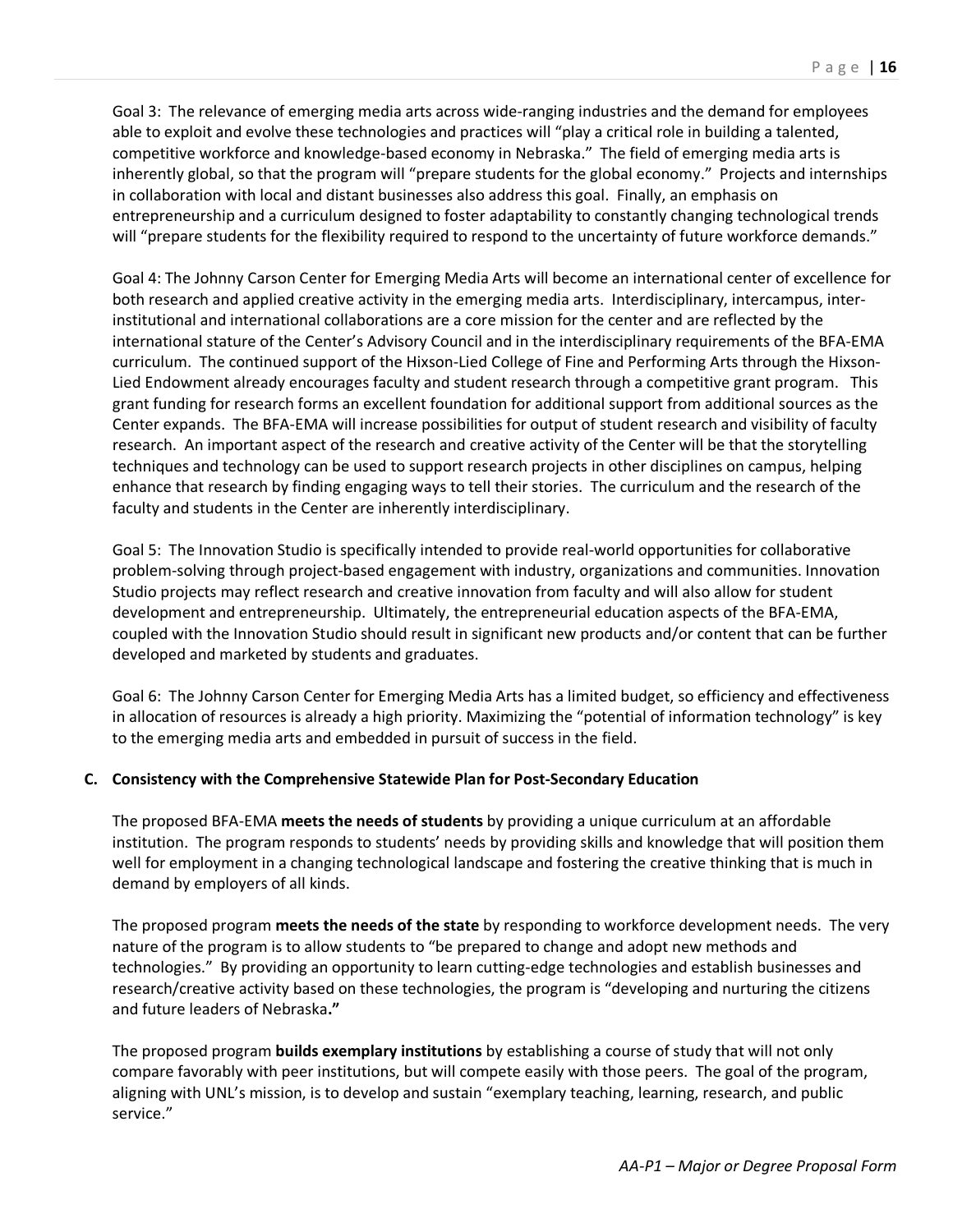Goal 3: The relevance of emerging media arts across wide-ranging industries and the demand for employees able to exploit and evolve these technologies and practices will "play a critical role in building a talented, competitive workforce and knowledge-based economy in Nebraska." The field of emerging media arts is inherently global, so that the program will "prepare students for the global economy." Projects and internships in collaboration with local and distant businesses also address this goal. Finally, an emphasis on entrepreneurship and a curriculum designed to foster adaptability to constantly changing technological trends will "prepare students for the flexibility required to respond to the uncertainty of future workforce demands."

Goal 4: The Johnny Carson Center for Emerging Media Arts will become an international center of excellence for both research and applied creative activity in the emerging media arts. Interdisciplinary, intercampus, inter-institutional and international collaborations are a core mission for the center and are reflected by the international stature of the Center's Advisory Council and in the interdisciplinary requirements of the BFA-EMA curriculum. The continued support of the Hixson-Lied College of Fine and Performing Arts through the Hixson-Lied Endowment already encourages faculty and student research through a competitive grant program. This grant funding for research forms an excellent foundation for additional support from additional sources as the Center expands. The BFA-EMA will increase possibilities for output of student research and visibility of faculty research. An important aspect of the research and creative activity of the Center will be that the storytelling techniques and technology can be used to support research projects in other disciplines on campus, helping enhance that research by finding engaging ways to tell their stories. The curriculum and the research of the faculty and students in the Center are inherently interdisciplinary.

Goal 5: The Innovation Studio is specifically intended to provide real-world opportunities for collaborative problem-solving through project-based engagement with industry, organizations and communities. Innovation Studio projects may reflect research and creative innovation from faculty and will also allow for student development and entrepreneurship. Ultimately, the entrepreneurial education aspects of the BFA-EMA, coupled with the Innovation Studio should result in significant new products and/or content that can be further developed and marketed by students and graduates.

Goal 6: The Johnny Carson Center for Emerging Media Arts has a limited budget, so efficiency and effectiveness in allocation of resources is already a high priority. Maximizing the "potential of information technology" is key to the emerging media arts and embedded in pursuit of success in the field.

**C. Consistency with the Comprehensive Statewide Plan for Post-Secondary Education**

The proposed BFA-EMA **meets the needs of students** by providing a unique curriculum at an affordable institution. The program responds to students' needs by providing skills and knowledge that will position them well for employment in a changing technological landscape and fostering the creative thinking that is much in demand by employers of all kinds.

The proposed program **meets the needs of the state** by responding to workforce development needs. The very nature of the program is to allow students to "be prepared to change and adopt new methods and technologies." By providing an opportunity to learn cutting-edge technologies and establish businesses and research/creative activity based on these technologies, the program is "developing and nurturing the citizens and future leaders of Nebraska**."**

The proposed program **builds exemplary institutions** by establishing a course of study that will not only compare favorably with peer institutions, but will compete easily with those peers. The goal of the program, aligning with UNL's mission, is to develop and sustain "exemplary teaching, learning, research, and public service."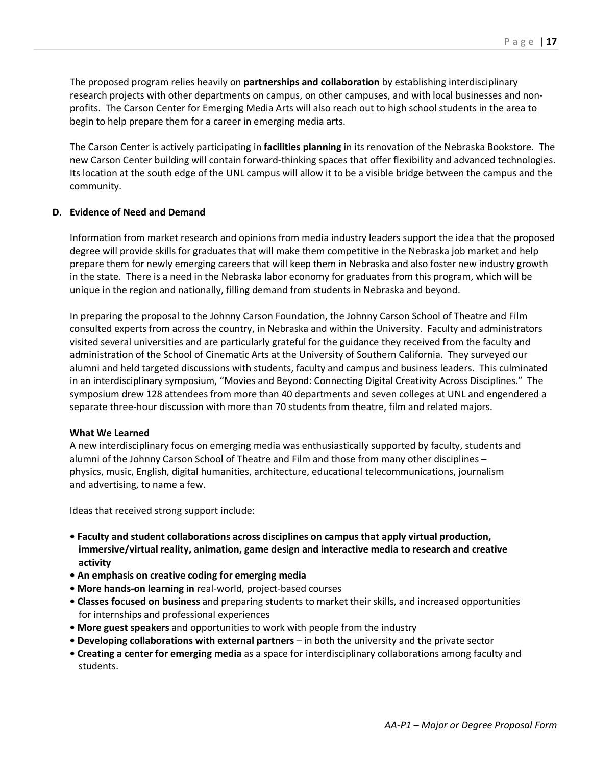The proposed program relies heavily on **partnerships and collaboration** by establishing interdisciplinary research projects with other departments on campus, on other campuses, and with local businesses and non-profits. The Carson Center for Emerging Media Arts will also reach out to high school students in the area to begin to help prepare them for a career in emerging media arts.

The Carson Center is actively participating in **facilities planning** in its renovation of the Nebraska Bookstore. The new Carson Center building will contain forward-thinking spaces that offer flexibility and advanced technologies. Its location at the south edge of the UNL campus will allow it to be a visible bridge between the campus and the community.

### D. Evidence of Need and Demand

Information from market research and opinions from media industry leaders support the idea that the proposed degree will provide skills for graduates that will make them competitive in the Nebraska job market and help prepare them for newly emerging careers that will keep them in Nebraska and also foster new industry growth in the state. There is a need in the Nebraska labor economy for graduates from this program, which will be unique in the region and nationally, filling demand from students in Nebraska and beyond.

In preparing the proposal to the Johnny Carson Foundation, the Johnny Carson School of Theatre and Film consulted experts from across the country, in Nebraska and within the University. Faculty and administrators visited several universities and are particularly grateful for the guidance they received from the faculty and administration of the School of Cinematic Arts at the University of Southern California. They surveyed our alumni and held targeted discussions with students, faculty and campus and business leaders. This culminated in an interdisciplinary symposium, "Movies and Beyond: Connecting Digital Creativity Across Disciplines." The symposium drew 128 attendees from more than 40 departments and seven colleges at UNL and engendered a separate three-hour discussion with more than 70 students from theatre, film and related majors.

**What We Learned**

A new interdisciplinary focus on emerging media was enthusiastically supported by faculty, students and alumni of the Johnny Carson School of Theatre and Film and those from many other disciplines – physics, music, English, digital humanities, architecture, educational telecommunications, journalism and advertising, to name a few.

Ideas that received strong support include:

- **Faculty and student collaborations across disciplines on campus that apply virtual production, immersive/virtual reality, animation, game design and interactive media to research and creative activity**
- **An emphasis on creative coding for emerging media**
- **More hands-on learning in** real-world, project-based courses
- **Classes focused on business** and preparing students to market their skills, and increased opportunities for internships and professional experiences
- **More guest speakers** and opportunities to work with people from the industry
- **Developing collaborations with external partners** – in both the university and the private sector
- **Creating a center for emerging media** as a space for interdisciplinary collaborations among faculty and students.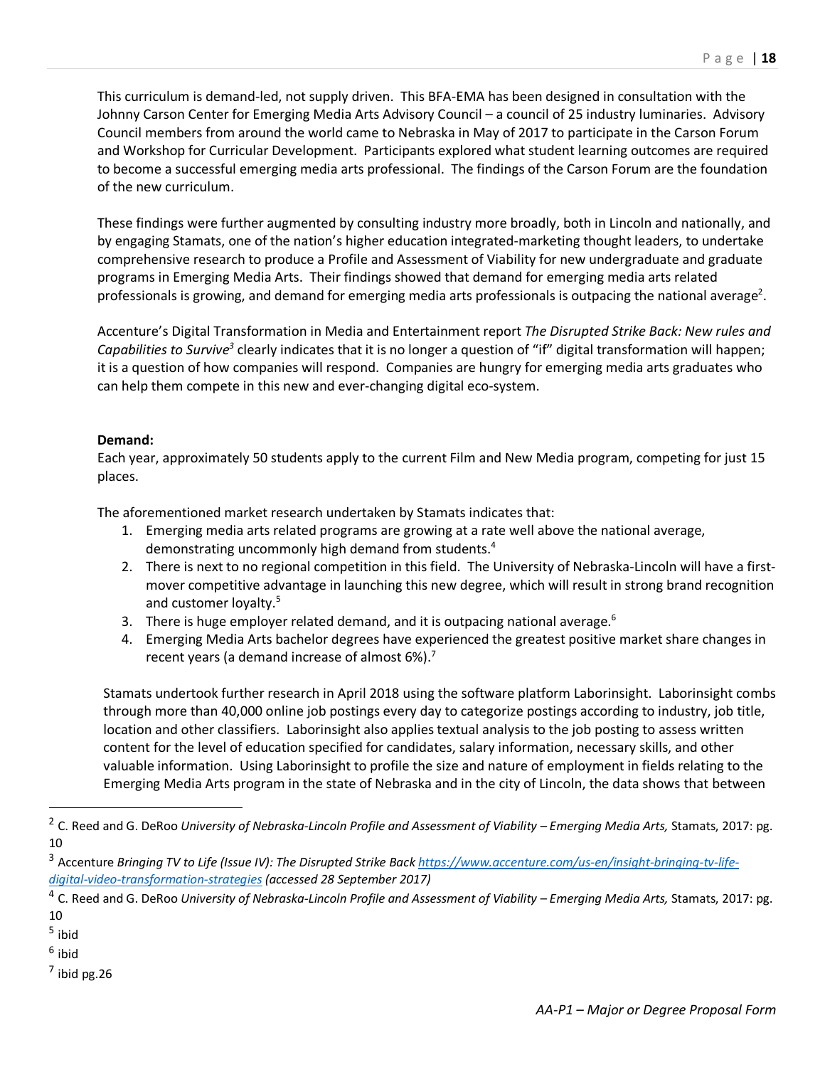This curriculum is demand-led, not supply driven. This BFA-EMA has been designed in consultation with the Johnny Carson Center for Emerging Media Arts Advisory Council – a council of 25 industry luminaries. Advisory Council members from around the world came to Nebraska in May of 2017 to participate in the Carson Forum and Workshop for Curricular Development. Participants explored what student learning outcomes are required to become a successful emerging media arts professional. The findings of the Carson Forum are the foundation of the new curriculum.

These findings were further augmented by consulting industry more broadly, both in Lincoln and nationally, and by engaging Stamats, one of the nation's higher education integrated-marketing thought leaders, to undertake comprehensive research to produce a Profile and Assessment of Viability for new undergraduate and graduate programs in Emerging Media Arts. Their findings showed that demand for emerging media arts related professionals is growing, and demand for emerging media arts professionals is outpacing the national average[2].

Accenture's Digital Transformation in Media and Entertainment report *The Disrupted Strike Back: New rules and Capabilities to Survive*[3] clearly indicates that it is no longer a question of "if" digital transformation will happen; it is a question of how companies will respond. Companies are hungry for emerging media arts graduates who can help them compete in this new and ever-changing digital eco-system.

**Demand:**
Each year, approximately 50 students apply to the current Film and New Media program, competing for just 15 places.

The aforementioned market research undertaken by Stamats indicates that:

1. Emerging media arts related programs are growing at a rate well above the national average, demonstrating uncommonly high demand from students.[4]
2. There is next to no regional competition in this field. The University of Nebraska-Lincoln will have a first-mover competitive advantage in launching this new degree, which will result in strong brand recognition and customer loyalty.[5]
3. There is huge employer related demand, and it is outpacing national average.[6]
4. Emerging Media Arts bachelor degrees have experienced the greatest positive market share changes in recent years (a demand increase of almost 6%).[7]

Stamats undertook further research in April 2018 using the software platform Laborinsight. Laborinsight combs through more than 40,000 online job postings every day to categorize postings according to industry, job title, location and other classifiers. Laborinsight also applies textual analysis to the job posting to assess written content for the level of education specified for candidates, salary information, necessary skills, and other valuable information. Using Laborinsight to profile the size and nature of employment in fields relating to the Emerging Media Arts program in the state of Nebraska and in the city of Lincoln, the data shows that between

---

[2] C. Reed and G. DeRoo *University of Nebraska-Lincoln Profile and Assessment of Viability – Emerging Media Arts,* Stamats, 2017: pg. 10

[3] Accenture *Bringing TV to Life (Issue IV): The Disrupted Strike Back* https://www.accenture.com/us-en/insight-bringing-tv-life-digital-video-transformation-strategies *(accessed 28 September 2017)*

[4] C. Reed and G. DeRoo *University of Nebraska-Lincoln Profile and Assessment of Viability – Emerging Media Arts,* Stamats, 2017: pg. 10

[5] ibid

[6] ibid

[7] ibid pg.26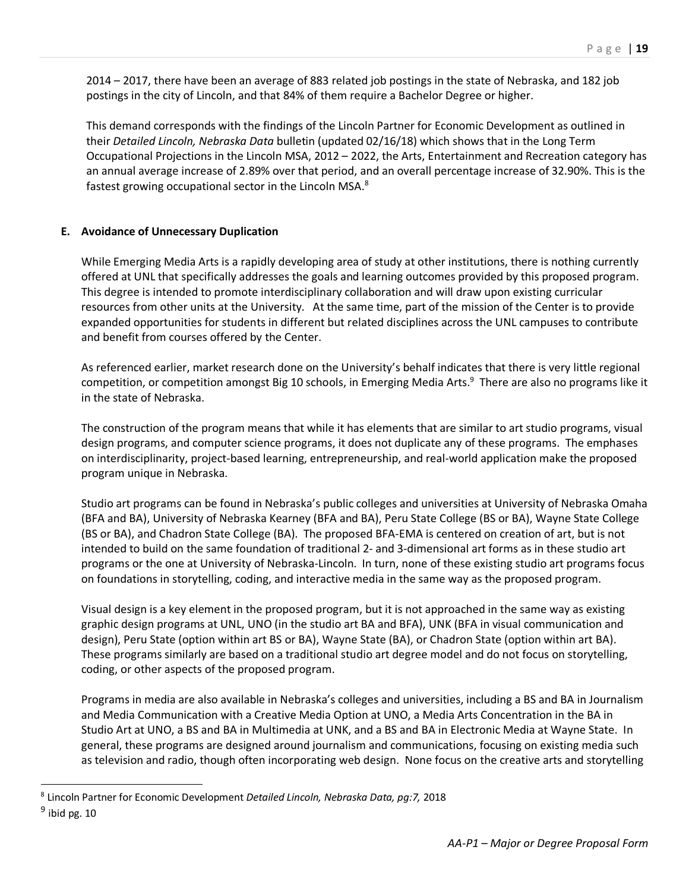2014 – 2017, there have been an average of 883 related job postings in the state of Nebraska, and 182 job postings in the city of Lincoln, and that 84% of them require a Bachelor Degree or higher.

This demand corresponds with the findings of the Lincoln Partner for Economic Development as outlined in their *Detailed Lincoln, Nebraska Data* bulletin (updated 02/16/18) which shows that in the Long Term Occupational Projections in the Lincoln MSA, 2012 – 2022, the Arts, Entertainment and Recreation category has an annual average increase of 2.89% over that period, and an overall percentage increase of 32.90%. This is the fastest growing occupational sector in the Lincoln MSA.[8]

**E. Avoidance of Unnecessary Duplication**

While Emerging Media Arts is a rapidly developing area of study at other institutions, there is nothing currently offered at UNL that specifically addresses the goals and learning outcomes provided by this proposed program. This degree is intended to promote interdisciplinary collaboration and will draw upon existing curricular resources from other units at the University. At the same time, part of the mission of the Center is to provide expanded opportunities for students in different but related disciplines across the UNL campuses to contribute and benefit from courses offered by the Center.

As referenced earlier, market research done on the University's behalf indicates that there is very little regional competition, or competition amongst Big 10 schools, in Emerging Media Arts.[9] There are also no programs like it in the state of Nebraska.

The construction of the program means that while it has elements that are similar to art studio programs, visual design programs, and computer science programs, it does not duplicate any of these programs. The emphases on interdisciplinarity, project-based learning, entrepreneurship, and real-world application make the proposed program unique in Nebraska.

Studio art programs can be found in Nebraska's public colleges and universities at University of Nebraska Omaha (BFA and BA), University of Nebraska Kearney (BFA and BA), Peru State College (BS or BA), Wayne State College (BS or BA), and Chadron State College (BA). The proposed BFA-EMA is centered on creation of art, but is not intended to build on the same foundation of traditional 2- and 3-dimensional art forms as in these studio art programs or the one at University of Nebraska-Lincoln. In turn, none of these existing studio art programs focus on foundations in storytelling, coding, and interactive media in the same way as the proposed program.

Visual design is a key element in the proposed program, but it is not approached in the same way as existing graphic design programs at UNL, UNO (in the studio art BA and BFA), UNK (BFA in visual communication and design), Peru State (option within art BS or BA), Wayne State (BA), or Chadron State (option within art BA). These programs similarly are based on a traditional studio art degree model and do not focus on storytelling, coding, or other aspects of the proposed program.

Programs in media are also available in Nebraska's colleges and universities, including a BS and BA in Journalism and Media Communication with a Creative Media Option at UNO, a Media Arts Concentration in the BA in Studio Art at UNO, a BS and BA in Multimedia at UNK, and a BS and BA in Electronic Media at Wayne State. In general, these programs are designed around journalism and communications, focusing on existing media such as television and radio, though often incorporating web design. None focus on the creative arts and storytelling

[8] Lincoln Partner for Economic Development *Detailed Lincoln, Nebraska Data, pg:7,* 2018

[9] ibid pg. 10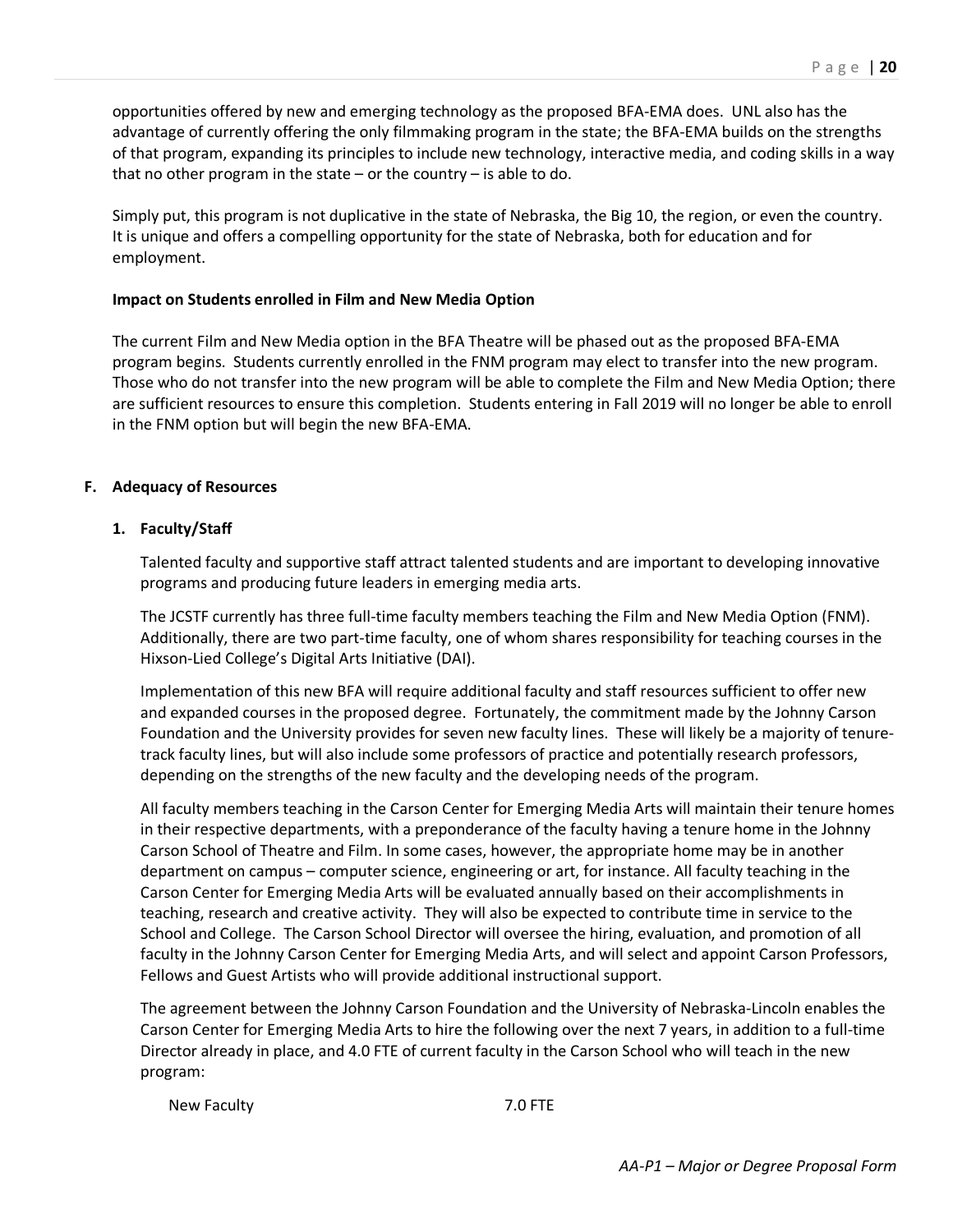opportunities offered by new and emerging technology as the proposed BFA-EMA does. UNL also has the advantage of currently offering the only filmmaking program in the state; the BFA-EMA builds on the strengths of that program, expanding its principles to include new technology, interactive media, and coding skills in a way that no other program in the state – or the country – is able to do.

Simply put, this program is not duplicative in the state of Nebraska, the Big 10, the region, or even the country. It is unique and offers a compelling opportunity for the state of Nebraska, both for education and for employment.

**Impact on Students enrolled in Film and New Media Option**

The current Film and New Media option in the BFA Theatre will be phased out as the proposed BFA-EMA program begins. Students currently enrolled in the FNM program may elect to transfer into the new program. Those who do not transfer into the new program will be able to complete the Film and New Media Option; there are sufficient resources to ensure this completion. Students entering in Fall 2019 will no longer be able to enroll in the FNM option but will begin the new BFA-EMA.

## F. Adequacy of Resources

### 1. Faculty/Staff

Talented faculty and supportive staff attract talented students and are important to developing innovative programs and producing future leaders in emerging media arts.

The JCSTF currently has three full-time faculty members teaching the Film and New Media Option (FNM). Additionally, there are two part-time faculty, one of whom shares responsibility for teaching courses in the Hixson-Lied College's Digital Arts Initiative (DAI).

Implementation of this new BFA will require additional faculty and staff resources sufficient to offer new and expanded courses in the proposed degree. Fortunately, the commitment made by the Johnny Carson Foundation and the University provides for seven new faculty lines. These will likely be a majority of tenure-track faculty lines, but will also include some professors of practice and potentially research professors, depending on the strengths of the new faculty and the developing needs of the program.

All faculty members teaching in the Carson Center for Emerging Media Arts will maintain their tenure homes in their respective departments, with a preponderance of the faculty having a tenure home in the Johnny Carson School of Theatre and Film. In some cases, however, the appropriate home may be in another department on campus – computer science, engineering or art, for instance. All faculty teaching in the Carson Center for Emerging Media Arts will be evaluated annually based on their accomplishments in teaching, research and creative activity. They will also be expected to contribute time in service to the School and College. The Carson School Director will oversee the hiring, evaluation, and promotion of all faculty in the Johnny Carson Center for Emerging Media Arts, and will select and appoint Carson Professors, Fellows and Guest Artists who will provide additional instructional support.

The agreement between the Johnny Carson Foundation and the University of Nebraska-Lincoln enables the Carson Center for Emerging Media Arts to hire the following over the next 7 years, in addition to a full-time Director already in place, and 4.0 FTE of current faculty in the Carson School who will teach in the new program:

| | |
|---|---|
| New Faculty | 7.0 FTE |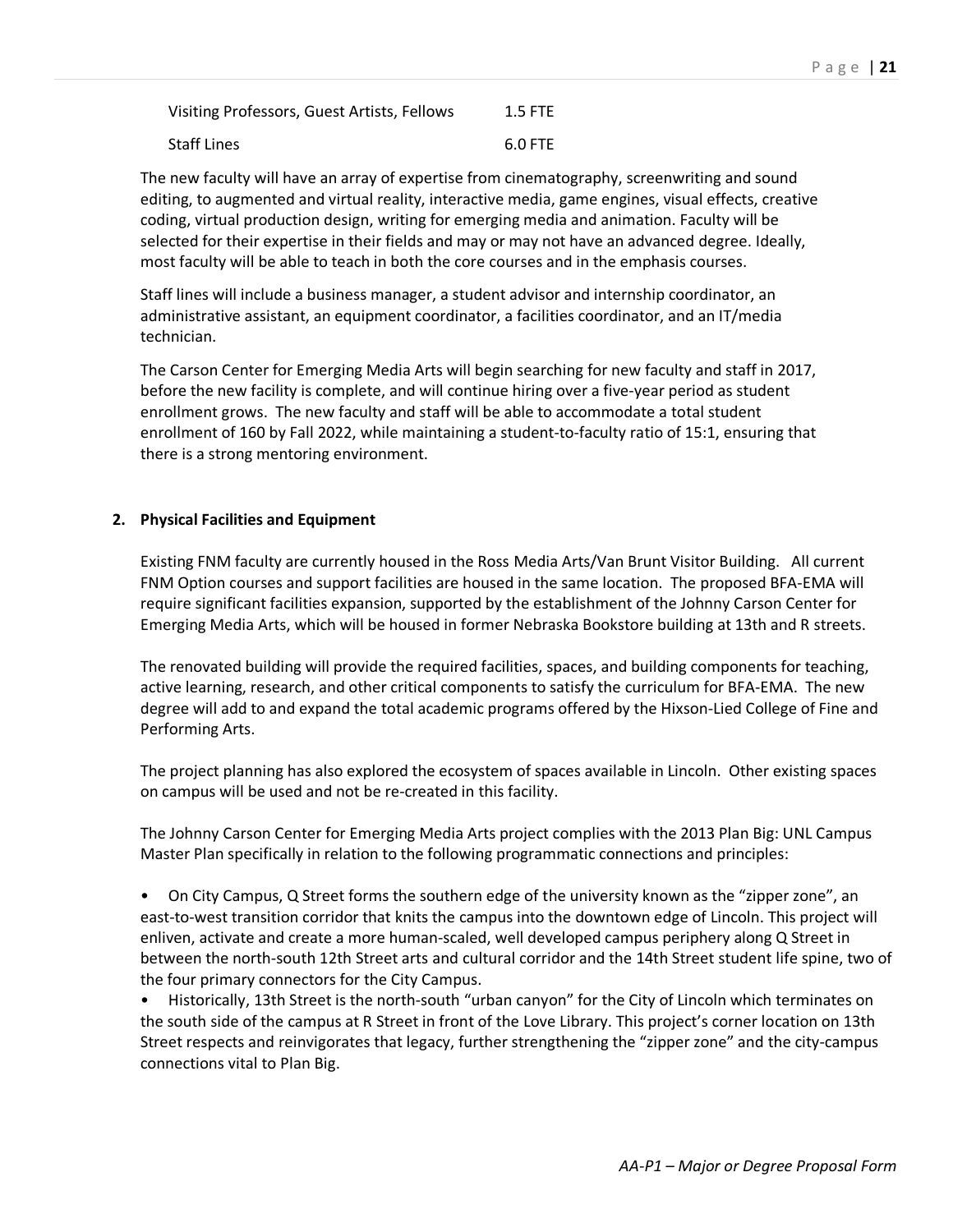| | |
|---|---|
| Visiting Professors, Guest Artists, Fellows | 1.5 FTE |
| Staff Lines | 6.0 FTE |

The new faculty will have an array of expertise from cinematography, screenwriting and sound editing, to augmented and virtual reality, interactive media, game engines, visual effects, creative coding, virtual production design, writing for emerging media and animation. Faculty will be selected for their expertise in their fields and may or may not have an advanced degree. Ideally, most faculty will be able to teach in both the core courses and in the emphasis courses.

Staff lines will include a business manager, a student advisor and internship coordinator, an administrative assistant, an equipment coordinator, a facilities coordinator, and an IT/media technician.

The Carson Center for Emerging Media Arts will begin searching for new faculty and staff in 2017, before the new facility is complete, and will continue hiring over a five-year period as student enrollment grows. The new faculty and staff will be able to accommodate a total student enrollment of 160 by Fall 2022, while maintaining a student-to-faculty ratio of 15:1, ensuring that there is a strong mentoring environment.

**2. Physical Facilities and Equipment**

Existing FNM faculty are currently housed in the Ross Media Arts/Van Brunt Visitor Building. All current FNM Option courses and support facilities are housed in the same location. The proposed BFA-EMA will require significant facilities expansion, supported by the establishment of the Johnny Carson Center for Emerging Media Arts, which will be housed in former Nebraska Bookstore building at 13th and R streets.

The renovated building will provide the required facilities, spaces, and building components for teaching, active learning, research, and other critical components to satisfy the curriculum for BFA-EMA. The new degree will add to and expand the total academic programs offered by the Hixson-Lied College of Fine and Performing Arts.

The project planning has also explored the ecosystem of spaces available in Lincoln. Other existing spaces on campus will be used and not be re-created in this facility.

The Johnny Carson Center for Emerging Media Arts project complies with the 2013 Plan Big: UNL Campus Master Plan specifically in relation to the following programmatic connections and principles:

- On City Campus, Q Street forms the southern edge of the university known as the "zipper zone", an east-to-west transition corridor that knits the campus into the downtown edge of Lincoln. This project will enliven, activate and create a more human-scaled, well developed campus periphery along Q Street in between the north-south 12th Street arts and cultural corridor and the 14th Street student life spine, two of the four primary connectors for the City Campus.
- Historically, 13th Street is the north-south "urban canyon" for the City of Lincoln which terminates on the south side of the campus at R Street in front of the Love Library. This project's corner location on 13th Street respects and reinvigorates that legacy, further strengthening the "zipper zone" and the city-campus connections vital to Plan Big.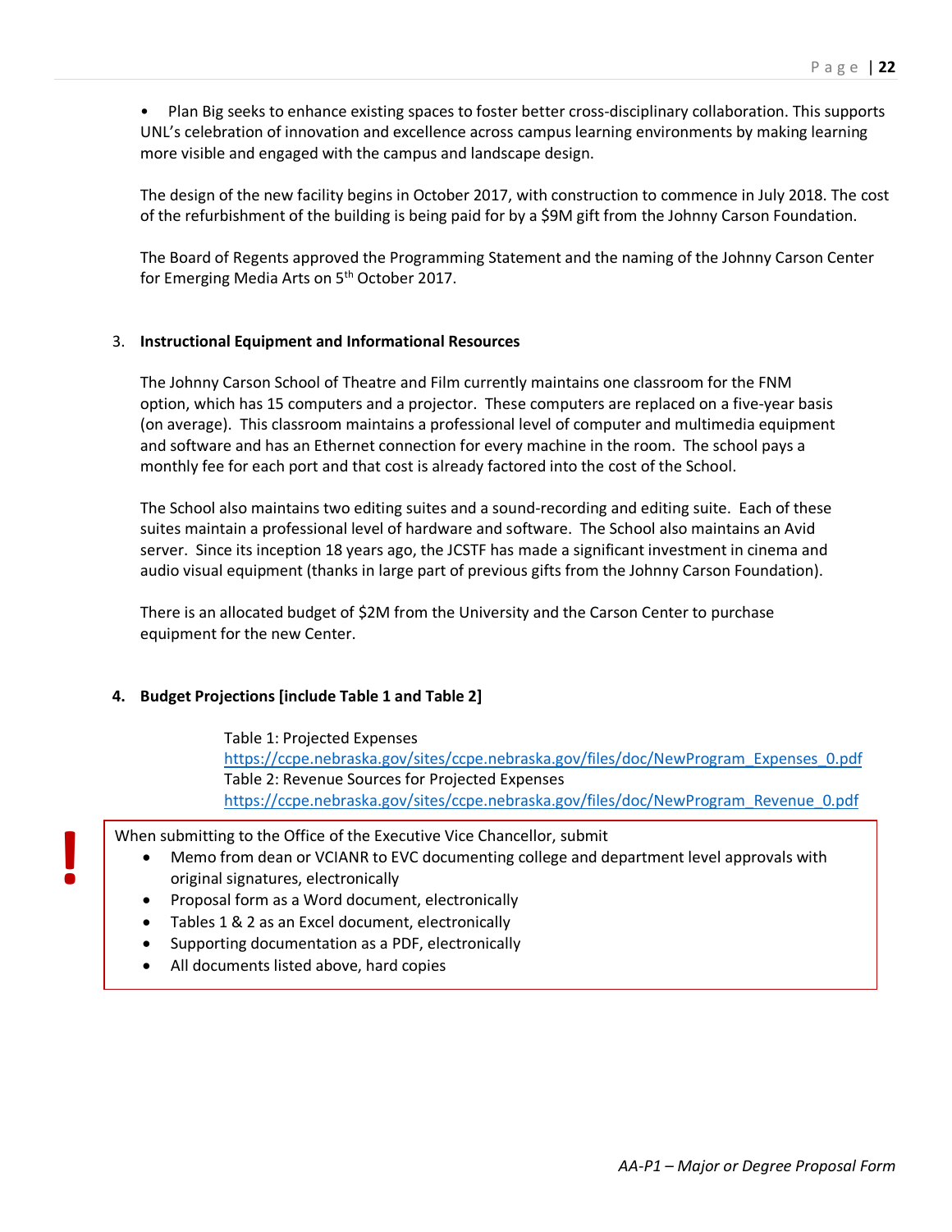- Plan Big seeks to enhance existing spaces to foster better cross-disciplinary collaboration. This supports UNL's celebration of innovation and excellence across campus learning environments by making learning more visible and engaged with the campus and landscape design.

The design of the new facility begins in October 2017, with construction to commence in July 2018. The cost of the refurbishment of the building is being paid for by a $9M gift from the Johnny Carson Foundation.

The Board of Regents approved the Programming Statement and the naming of the Johnny Carson Center for Emerging Media Arts on 5th October 2017.

3. **Instructional Equipment and Informational Resources**

The Johnny Carson School of Theatre and Film currently maintains one classroom for the FNM option, which has 15 computers and a projector. These computers are replaced on a five-year basis (on average). This classroom maintains a professional level of computer and multimedia equipment and software and has an Ethernet connection for every machine in the room. The school pays a monthly fee for each port and that cost is already factored into the cost of the School.

The School also maintains two editing suites and a sound-recording and editing suite. Each of these suites maintain a professional level of hardware and software. The School also maintains an Avid server. Since its inception 18 years ago, the JCSTF has made a significant investment in cinema and audio visual equipment (thanks in large part of previous gifts from the Johnny Carson Foundation).

There is an allocated budget of $2M from the University and the Carson Center to purchase equipment for the new Center.

4. **Budget Projections [include Table 1 and Table 2]**

Table 1: Projected Expenses
https://ccpe.nebraska.gov/sites/ccpe.nebraska.gov/files/doc/NewProgram_Expenses_0.pdf
Table 2: Revenue Sources for Projected Expenses
https://ccpe.nebraska.gov/sites/ccpe.nebraska.gov/files/doc/NewProgram_Revenue_0.pdf

**!** When submitting to the Office of the Executive Vice Chancellor, submit

- Memo from dean or VCIANR to EVC documenting college and department level approvals with original signatures, electronically
- Proposal form as a Word document, electronically
- Tables 1 & 2 as an Excel document, electronically
- Supporting documentation as a PDF, electronically
- All documents listed above, hard copies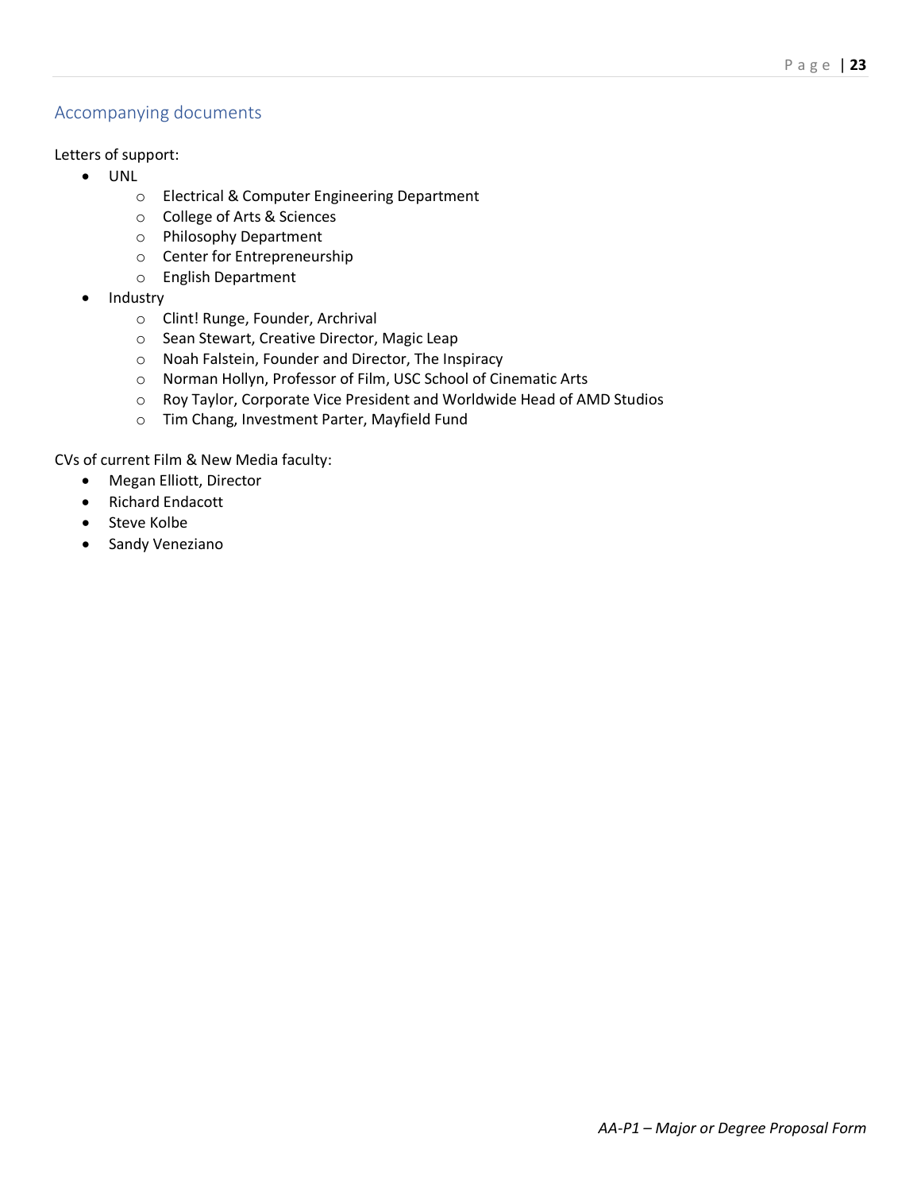## Accompanying documents

Letters of support:

- UNL
  - Electrical & Computer Engineering Department
  - College of Arts & Sciences
  - Philosophy Department
  - Center for Entrepreneurship
  - English Department
- Industry
  - Clint! Runge, Founder, Archrival
  - Sean Stewart, Creative Director, Magic Leap
  - Noah Falstein, Founder and Director, The Inspiracy
  - Norman Hollyn, Professor of Film, USC School of Cinematic Arts
  - Roy Taylor, Corporate Vice President and Worldwide Head of AMD Studios
  - Tim Chang, Investment Parter, Mayfield Fund

CVs of current Film & New Media faculty:

- Megan Elliott, Director
- Richard Endacott
- Steve Kolbe
- Sandy Veneziano